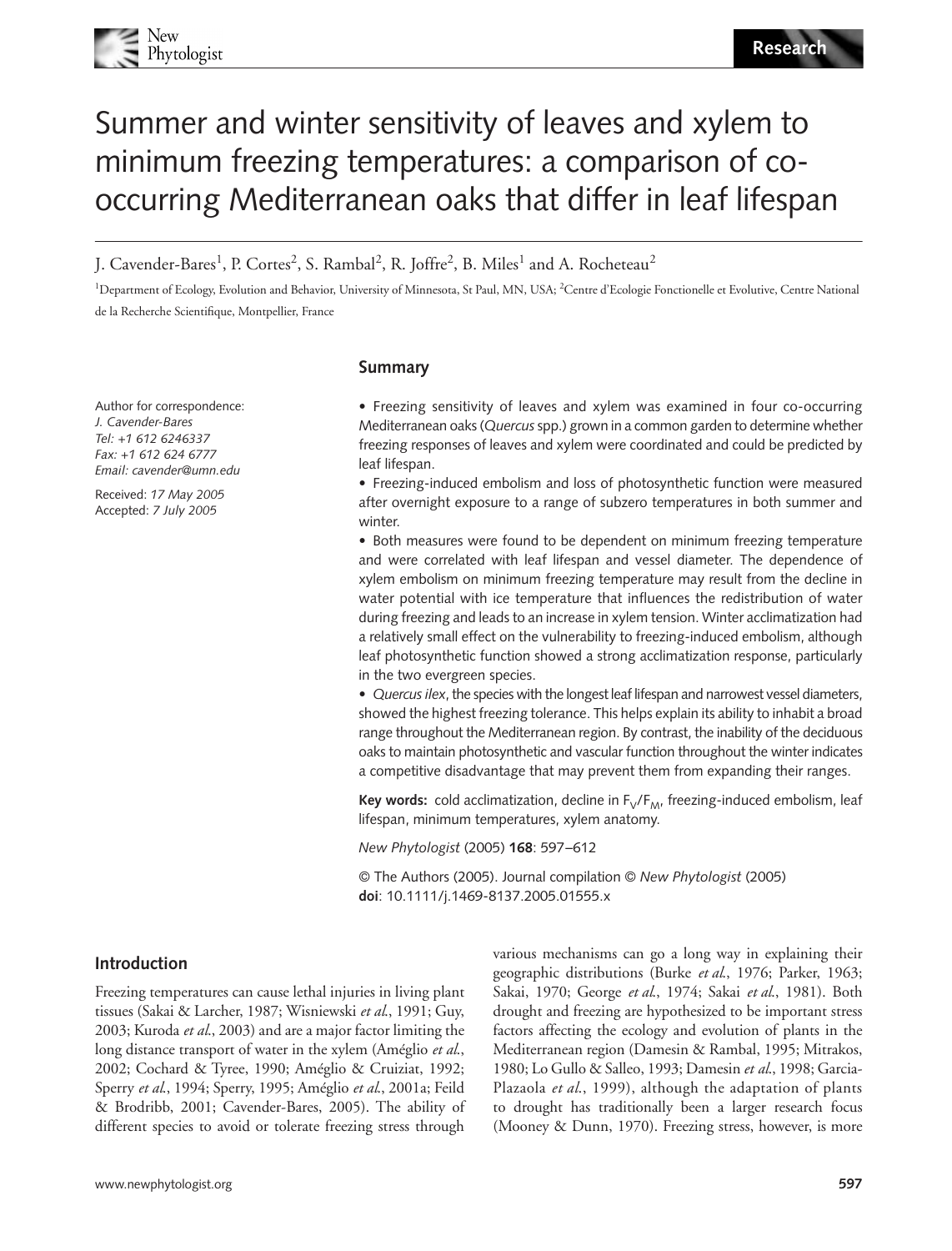# Summer and winter sensitivity of leaves and xylem to minimum freezing temperatures: a comparison of co-occurring Mediterranean oaks that differ in leaf lifespan

J. Cavender-Bares[1], P. Cortes[2], S. Rambal[2], R. Joffre[2], B. Miles[1] and A. Rocheteau[2]

[1]Department of Ecology, Evolution and Behavior, University of Minnesota, St Paul, MN, USA; [2]Centre d'Ecologie Fonctionelle et Evolutive, Centre National de la Recherche Scientifique, Montpellier, France

Author for correspondence:
*J. Cavender-Bares*
*Tel: +1 612 6246337*
*Fax: +1 612 624 6777*
*Email: cavender@umn.edu*

Received: *17 May 2005*
Accepted: *7 July 2005*

## Summary

- Freezing sensitivity of leaves and xylem was examined in four co-occurring Mediterranean oaks (*Quercus* spp.) grown in a common garden to determine whether freezing responses of leaves and xylem were coordinated and could be predicted by leaf lifespan.
- Freezing-induced embolism and loss of photosynthetic function were measured after overnight exposure to a range of subzero temperatures in both summer and winter.
- Both measures were found to be dependent on minimum freezing temperature and were correlated with leaf lifespan and vessel diameter. The dependence of xylem embolism on minimum freezing temperature may result from the decline in water potential with ice temperature that influences the redistribution of water during freezing and leads to an increase in xylem tension. Winter acclimatization had a relatively small effect on the vulnerability to freezing-induced embolism, although leaf photosynthetic function showed a strong acclimatization response, particularly in the two evergreen species.
- *Quercus ilex*, the species with the longest leaf lifespan and narrowest vessel diameters, showed the highest freezing tolerance. This helps explain its ability to inhabit a broad range throughout the Mediterranean region. By contrast, the inability of the deciduous oaks to maintain photosynthetic and vascular function throughout the winter indicates a competitive disadvantage that may prevent them from expanding their ranges.

**Key words:** cold acclimatization, decline in $F_V/F_M$, freezing-induced embolism, leaf lifespan, minimum temperatures, xylem anatomy.

*New Phytologist* (2005) **168**: 597–612

© The Authors (2005). Journal compilation © *New Phytologist* (2005)
**doi**: 10.1111/j.1469-8137.2005.01555.x

## Introduction

Freezing temperatures can cause lethal injuries in living plant tissues (Sakai & Larcher, 1987; Wisniewski *et al.*, 1991; Guy, 2003; Kuroda *et al.*, 2003) and are a major factor limiting the long distance transport of water in the xylem (Améglio *et al.*, 2002; Cochard & Tyree, 1990; Améglio & Cruiziat, 1992; Sperry *et al.*, 1994; Sperry, 1995; Améglio *et al.*, 2001a; Feild & Brodribb, 2001; Cavender-Bares, 2005). The ability of different species to avoid or tolerate freezing stress through various mechanisms can go a long way in explaining their geographic distributions (Burke *et al.*, 1976; Parker, 1963; Sakai, 1970; George *et al.*, 1974; Sakai *et al.*, 1981). Both drought and freezing are hypothesized to be important stress factors affecting the ecology and evolution of plants in the Mediterranean region (Damesin & Rambal, 1995; Mitrakos, 1980; Lo Gullo & Salleo, 1993; Damesin *et al.*, 1998; Garcia-Plazaola *et al.*, 1999), although the adaptation of plants to drought has traditionally been a larger research focus (Mooney & Dunn, 1970). Freezing stress, however, is more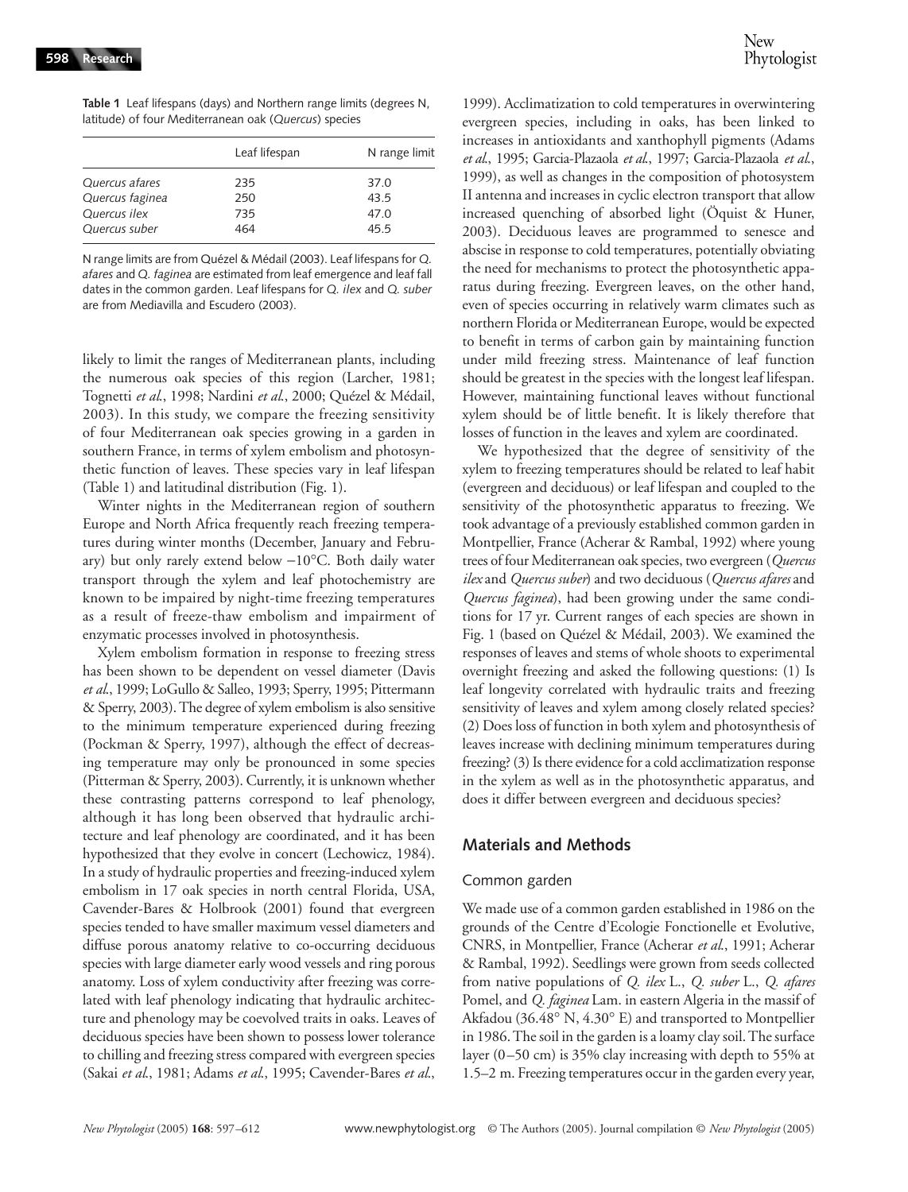**Table 1** Leaf lifespans (days) and Northern range limits (degrees N, latitude) of four Mediterranean oak (*Quercus*) species

| | Leaf lifespan | N range limit |
|---|---|---|
| *Quercus afares* | 235 | 37.0 |
| *Quercus faginea* | 250 | 43.5 |
| *Quercus ilex* | 735 | 47.0 |
| *Quercus suber* | 464 | 45.5 |

N range limits are from Quézel & Médail (2003). Leaf lifespans for *Q. afares* and *Q. faginea* are estimated from leaf emergence and leaf fall dates in the common garden. Leaf lifespans for *Q. ilex* and *Q. suber* are from Mediavilla and Escudero (2003).

likely to limit the ranges of Mediterranean plants, including the numerous oak species of this region (Larcher, 1981; Tognetti *et al.*, 1998; Nardini *et al.*, 2000; Quézel & Médail, 2003). In this study, we compare the freezing sensitivity of four Mediterranean oak species growing in a garden in southern France, in terms of xylem embolism and photosynthetic function of leaves. These species vary in leaf lifespan (Table 1) and latitudinal distribution (Fig. 1).

Winter nights in the Mediterranean region of southern Europe and North Africa frequently reach freezing temperatures during winter months (December, January and February) but only rarely extend below −10°C. Both daily water transport through the xylem and leaf photochemistry are known to be impaired by night-time freezing temperatures as a result of freeze-thaw embolism and impairment of enzymatic processes involved in photosynthesis.

Xylem embolism formation in response to freezing stress has been shown to be dependent on vessel diameter (Davis *et al.*, 1999; LoGullo & Salleo, 1993; Sperry, 1995; Pittermann & Sperry, 2003). The degree of xylem embolism is also sensitive to the minimum temperature experienced during freezing (Pockman & Sperry, 1997), although the effect of decreasing temperature may only be pronounced in some species (Pitterman & Sperry, 2003). Currently, it is unknown whether these contrasting patterns correspond to leaf phenology, although it has long been observed that hydraulic architecture and leaf phenology are coordinated, and it has been hypothesized that they evolve in concert (Lechowicz, 1984). In a study of hydraulic properties and freezing-induced xylem embolism in 17 oak species in north central Florida, USA, Cavender-Bares & Holbrook (2001) found that evergreen species tended to have smaller maximum vessel diameters and diffuse porous anatomy relative to co-occurring deciduous species with large diameter early wood vessels and ring porous anatomy. Loss of xylem conductivity after freezing was correlated with leaf phenology indicating that hydraulic architecture and phenology may be coevolved traits in oaks. Leaves of deciduous species have been shown to possess lower tolerance to chilling and freezing stress compared with evergreen species (Sakai *et al.*, 1981; Adams *et al.*, 1995; Cavender-Bares *et al.*, 1999). Acclimatization to cold temperatures in overwintering evergreen species, including in oaks, has been linked to increases in antioxidants and xanthophyll pigments (Adams *et al.*, 1995; Garcia-Plazaola *et al.*, 1997; Garcia-Plazaola *et al.*, 1999), as well as changes in the composition of photosystem II antenna and increases in cyclic electron transport that allow increased quenching of absorbed light (Öquist & Huner, 2003). Deciduous leaves are programmed to senesce and abscise in response to cold temperatures, potentially obviating the need for mechanisms to protect the photosynthetic apparatus during freezing. Evergreen leaves, on the other hand, even of species occurring in relatively warm climates such as northern Florida or Mediterranean Europe, would be expected to benefit in terms of carbon gain by maintaining function under mild freezing stress. Maintenance of leaf function should be greatest in the species with the longest leaf lifespan. However, maintaining functional leaves without functional xylem should be of little benefit. It is likely therefore that losses of function in the leaves and xylem are coordinated.

We hypothesized that the degree of sensitivity of the xylem to freezing temperatures should be related to leaf habit (evergreen and deciduous) or leaf lifespan and coupled to the sensitivity of the photosynthetic apparatus to freezing. We took advantage of a previously established common garden in Montpellier, France (Acherar & Rambal, 1992) where young trees of four Mediterranean oak species, two evergreen (*Quercus ilex* and *Quercus suber*) and two deciduous (*Quercus afares* and *Quercus faginea*), had been growing under the same conditions for 17 yr. Current ranges of each species are shown in Fig. 1 (based on Quézel & Médail, 2003). We examined the responses of leaves and stems of whole shoots to experimental overnight freezing and asked the following questions: (1) Is leaf longevity correlated with hydraulic traits and freezing sensitivity of leaves and xylem among closely related species? (2) Does loss of function in both xylem and photosynthesis of leaves increase with declining minimum temperatures during freezing? (3) Is there evidence for a cold acclimatization response in the xylem as well as in the photosynthetic apparatus, and does it differ between evergreen and deciduous species?

## Materials and Methods

### Common garden

We made use of a common garden established in 1986 on the grounds of the Centre d'Ecologie Fonctionelle et Evolutive, CNRS, in Montpellier, France (Acherar *et al.*, 1991; Acherar & Rambal, 1992). Seedlings were grown from seeds collected from native populations of *Q. ilex* L., *Q. suber* L., *Q. afares* Pomel, and *Q. faginea* Lam. in eastern Algeria in the massif of Akfadou (36.48° N, 4.30° E) and transported to Montpellier in 1986. The soil in the garden is a loamy clay soil. The surface layer (0–50 cm) is 35% clay increasing with depth to 55% at 1.5–2 m. Freezing temperatures occur in the garden every year,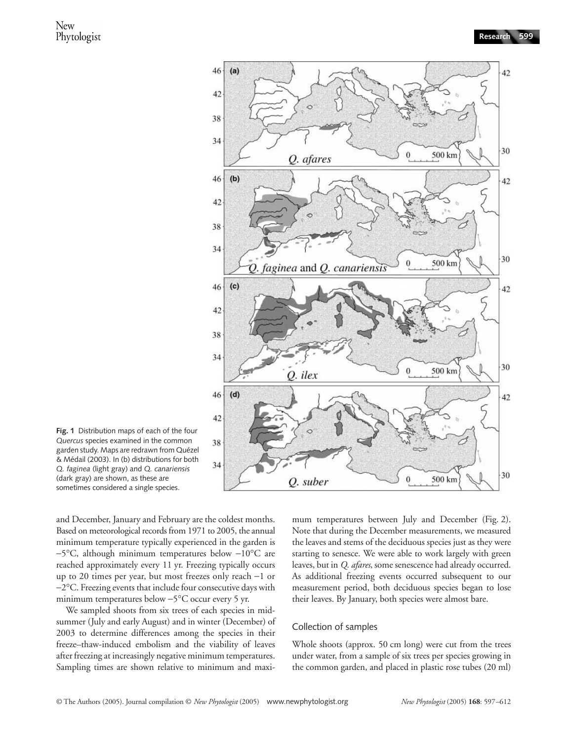**Fig. 1** Distribution maps of each of the four *Quercus* species examined in the common garden study. Maps are redrawn from Quézel & Médail (2003). In (b) distributions for both *Q. faginea* (light gray) and *Q. canariensis* (dark gray) are shown, as these are sometimes considered a single species.

and December, January and February are the coldest months. Based on meteorological records from 1971 to 2005, the annual minimum temperature typically experienced in the garden is −5°C, although minimum temperatures below −10°C are reached approximately every 11 yr. Freezing typically occurs up to 20 times per year, but most freezes only reach −1 or −2°C. Freezing events that include four consecutive days with minimum temperatures below −5°C occur every 5 yr.

We sampled shoots from six trees of each species in midsummer (July and early August) and in winter (December) of 2003 to determine differences among the species in their freeze–thaw-induced embolism and the viability of leaves after freezing at increasingly negative minimum temperatures. Sampling times are shown relative to minimum and maximum temperatures between July and December (Fig. 2). Note that during the December measurements, we measured the leaves and stems of the deciduous species just as they were starting to senesce. We were able to work largely with green leaves, but in *Q. afares*, some senescence had already occurred. As additional freezing events occurred subsequent to our measurement period, both deciduous species began to lose their leaves. By January, both species were almost bare.

### Collection of samples

Whole shoots (approx. 50 cm long) were cut from the trees under water, from a sample of six trees per species growing in the common garden, and placed in plastic rose tubes (20 ml)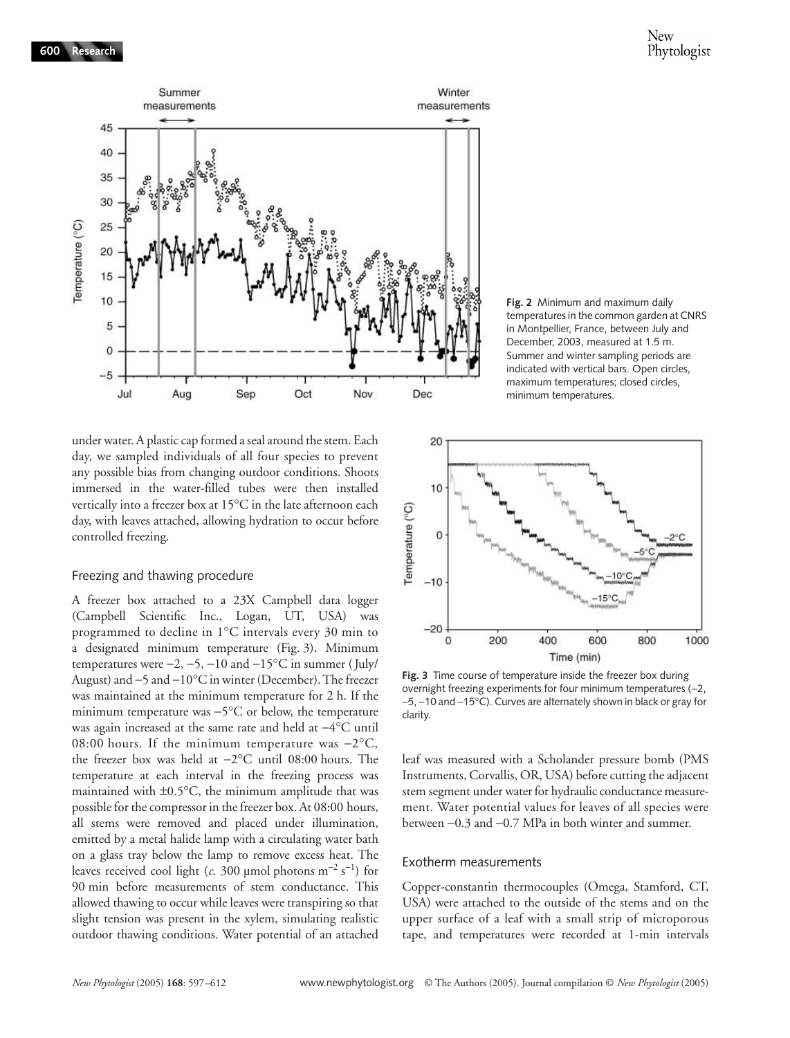**Fig. 2** Minimum and maximum daily temperatures in the common garden at CNRS in Montpellier, France, between July and December, 2003, measured at 1.5 m. Summer and winter sampling periods are indicated with vertical bars. Open circles, maximum temperatures; closed circles, minimum temperatures.

under water. A plastic cap formed a seal around the stem. Each day, we sampled individuals of all four species to prevent any possible bias from changing outdoor conditions. Shoots immersed in the water-filled tubes were then installed vertically into a freezer box at 15°C in the late afternoon each day, with leaves attached, allowing hydration to occur before controlled freezing.

### Freezing and thawing procedure

A freezer box attached to a 23X Campbell data logger (Campbell Scientific Inc., Logan, UT, USA) was programmed to decline in 1°C intervals every 30 min to a designated minimum temperature (Fig. 3). Minimum temperatures were −2, −5, −10 and −15°C in summer (July/August) and −5 and −10°C in winter (December). The freezer was maintained at the minimum temperature for 2 h. If the minimum temperature was −5°C or below, the temperature was again increased at the same rate and held at −4°C until 08:00 hours. If the minimum temperature was −2°C, the freezer box was held at −2°C until 08:00 hours. The temperature at each interval in the freezing process was maintained with ±0.5°C, the minimum amplitude that was possible for the compressor in the freezer box. At 08:00 hours, all stems were removed and placed under illumination, emitted by a metal halide lamp with a circulating water bath on a glass tray below the lamp to remove excess heat. The leaves received cool light (*c.* 300 μmol photons $m^{-2}$ $s^{-1}$) for 90 min before measurements of stem conductance. This allowed thawing to occur while leaves were transpiring so that slight tension was present in the xylem, simulating realistic outdoor thawing conditions. Water potential of an attached

**Fig. 3** Time course of temperature inside the freezer box during overnight freezing experiments for four minimum temperatures (−2, −5, −10 and −15°C). Curves are alternately shown in black or gray for clarity.

leaf was measured with a Scholander pressure bomb (PMS Instruments, Corvallis, OR, USA) before cutting the adjacent stem segment under water for hydraulic conductance measurement. Water potential values for leaves of all species were between −0.3 and −0.7 MPa in both winter and summer.

### Exotherm measurements

Copper-constantin thermocouples (Omega, Stamford, CT, USA) were attached to the outside of the stems and on the upper surface of a leaf with a small strip of microporous tape, and temperatures were recorded at 1-min intervals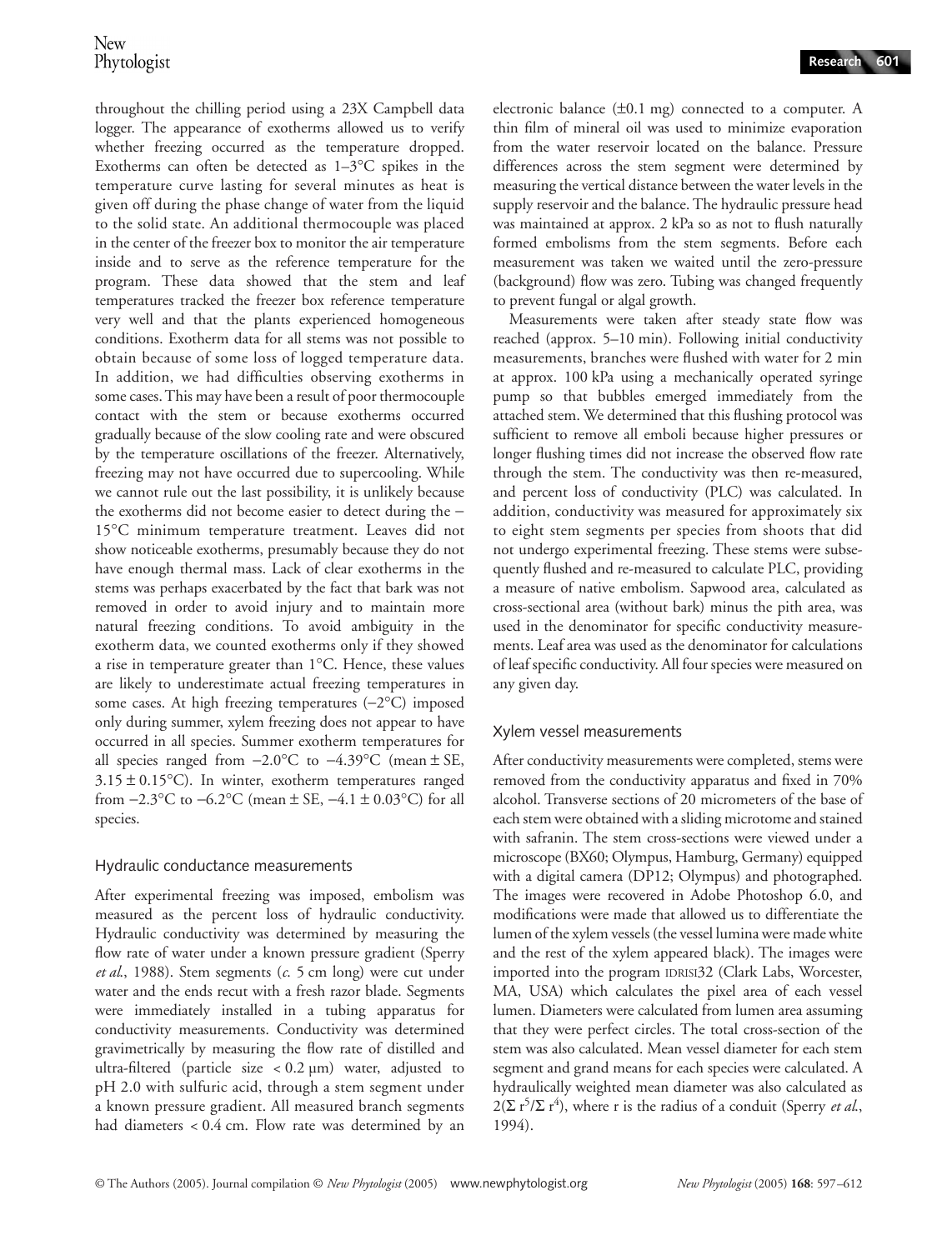throughout the chilling period using a 23X Campbell data logger. The appearance of exotherms allowed us to verify whether freezing occurred as the temperature dropped. Exotherms can often be detected as 1–3°C spikes in the temperature curve lasting for several minutes as heat is given off during the phase change of water from the liquid to the solid state. An additional thermocouple was placed in the center of the freezer box to monitor the air temperature inside and to serve as the reference temperature for the program. These data showed that the stem and leaf temperatures tracked the freezer box reference temperature very well and that the plants experienced homogeneous conditions. Exotherm data for all stems was not possible to obtain because of some loss of logged temperature data. In addition, we had difficulties observing exotherms in some cases. This may have been a result of poor thermocouple contact with the stem or because exotherms occurred gradually because of the slow cooling rate and were obscured by the temperature oscillations of the freezer. Alternatively, freezing may not have occurred due to supercooling. While we cannot rule out the last possibility, it is unlikely because the exotherms did not become easier to detect during the −15°C minimum temperature treatment. Leaves did not show noticeable exotherms, presumably because they do not have enough thermal mass. Lack of clear exotherms in the stems was perhaps exacerbated by the fact that bark was not removed in order to avoid injury and to maintain more natural freezing conditions. To avoid ambiguity in the exotherm data, we counted exotherms only if they showed a rise in temperature greater than 1°C. Hence, these values are likely to underestimate actual freezing temperatures in some cases. At high freezing temperatures (−2°C) imposed only during summer, xylem freezing does not appear to have occurred in all species. Summer exotherm temperatures for all species ranged from −2.0°C to −4.39°C (mean ± SE, 3.15 ± 0.15°C). In winter, exotherm temperatures ranged from −2.3°C to −6.2°C (mean ± SE, −4.1 ± 0.03°C) for all species.

## Hydraulic conductance measurements

After experimental freezing was imposed, embolism was measured as the percent loss of hydraulic conductivity. Hydraulic conductivity was determined by measuring the flow rate of water under a known pressure gradient (Sperry *et al.*, 1988). Stem segments (*c.* 5 cm long) were cut under water and the ends recut with a fresh razor blade. Segments were immediately installed in a tubing apparatus for conductivity measurements. Conductivity was determined gravimetrically by measuring the flow rate of distilled and ultra-filtered (particle size < 0.2 µm) water, adjusted to pH 2.0 with sulfuric acid, through a stem segment under a known pressure gradient. All measured branch segments had diameters < 0.4 cm. Flow rate was determined by an electronic balance (±0.1 mg) connected to a computer. A thin film of mineral oil was used to minimize evaporation from the water reservoir located on the balance. Pressure differences across the stem segment were determined by measuring the vertical distance between the water levels in the supply reservoir and the balance. The hydraulic pressure head was maintained at approx. 2 kPa so as not to flush naturally formed embolisms from the stem segments. Before each measurement was taken we waited until the zero-pressure (background) flow was zero. Tubing was changed frequently to prevent fungal or algal growth.

Measurements were taken after steady state flow was reached (approx. 5–10 min). Following initial conductivity measurements, branches were flushed with water for 2 min at approx. 100 kPa using a mechanically operated syringe pump so that bubbles emerged immediately from the attached stem. We determined that this flushing protocol was sufficient to remove all emboli because higher pressures or longer flushing times did not increase the observed flow rate through the stem. The conductivity was then re-measured, and percent loss of conductivity (PLC) was calculated. In addition, conductivity was measured for approximately six to eight stem segments per species from shoots that did not undergo experimental freezing. These stems were subsequently flushed and re-measured to calculate PLC, providing a measure of native embolism. Sapwood area, calculated as cross-sectional area (without bark) minus the pith area, was used in the denominator for specific conductivity measurements. Leaf area was used as the denominator for calculations of leaf specific conductivity. All four species were measured on any given day.

## Xylem vessel measurements

After conductivity measurements were completed, stems were removed from the conductivity apparatus and fixed in 70% alcohol. Transverse sections of 20 micrometers of the base of each stem were obtained with a sliding microtome and stained with safranin. The stem cross-sections were viewed under a microscope (BX60; Olympus, Hamburg, Germany) equipped with a digital camera (DP12; Olympus) and photographed. The images were recovered in Adobe Photoshop 6.0, and modifications were made that allowed us to differentiate the lumen of the xylem vessels (the vessel lumina were made white and the rest of the xylem appeared black). The images were imported into the program IDRISI32 (Clark Labs, Worcester, MA, USA) which calculates the pixel area of each vessel lumen. Diameters were calculated from lumen area assuming that they were perfect circles. The total cross-section of the stem was also calculated. Mean vessel diameter for each stem segment and grand means for each species were calculated. A hydraulically weighted mean diameter was also calculated as $2(\Sigma r^5/\Sigma r^4)$, where r is the radius of a conduit (Sperry *et al.*, 1994).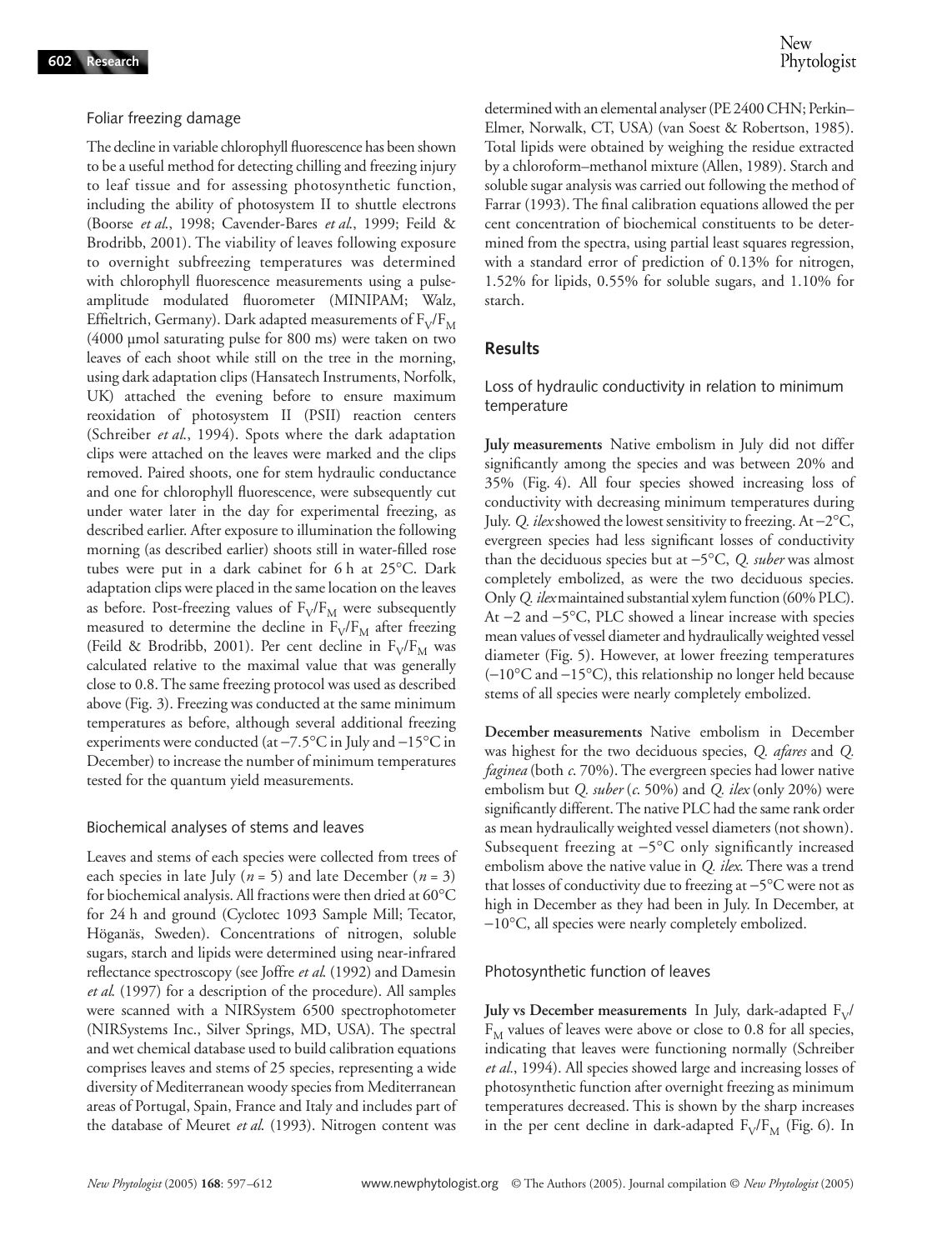### Foliar freezing damage

The decline in variable chlorophyll fluorescence has been shown to be a useful method for detecting chilling and freezing injury to leaf tissue and for assessing photosynthetic function, including the ability of photosystem II to shuttle electrons (Boorse *et al.*, 1998; Cavender-Bares *et al.*, 1999; Feild & Brodribb, 2001). The viability of leaves following exposure to overnight subfreezing temperatures was determined with chlorophyll fluorescence measurements using a pulse-amplitude modulated fluorometer (MINIPAM; Walz, Effieltrich, Germany). Dark adapted measurements of $F_V/F_M$ (4000 µmol saturating pulse for 800 ms) were taken on two leaves of each shoot while still on the tree in the morning, using dark adaptation clips (Hansatech Instruments, Norfolk, UK) attached the evening before to ensure maximum reoxidation of photosystem II (PSII) reaction centers (Schreiber *et al.*, 1994). Spots where the dark adaptation clips were attached on the leaves were marked and the clips removed. Paired shoots, one for stem hydraulic conductance and one for chlorophyll fluorescence, were subsequently cut under water later in the day for experimental freezing, as described earlier. After exposure to illumination the following morning (as described earlier) shoots still in water-filled rose tubes were put in a dark cabinet for 6 h at 25°C. Dark adaptation clips were placed in the same location on the leaves as before. Post-freezing values of $F_V/F_M$ were subsequently measured to determine the decline in $F_V/F_M$ after freezing (Feild & Brodribb, 2001). Per cent decline in $F_V/F_M$ was calculated relative to the maximal value that was generally close to 0.8. The same freezing protocol was used as described above (Fig. 3). Freezing was conducted at the same minimum temperatures as before, although several additional freezing experiments were conducted (at −7.5°C in July and −15°C in December) to increase the number of minimum temperatures tested for the quantum yield measurements.

### Biochemical analyses of stems and leaves

Leaves and stems of each species were collected from trees of each species in late July ($n$ = 5) and late December ($n$ = 3) for biochemical analysis. All fractions were then dried at 60°C for 24 h and ground (Cyclotec 1093 Sample Mill; Tecator, Höganäs, Sweden). Concentrations of nitrogen, soluble sugars, starch and lipids were determined using near-infrared reflectance spectroscopy (see Joffre *et al.* (1992) and Damesin *et al.* (1997) for a description of the procedure). All samples were scanned with a NIRSystem 6500 spectrophotometer (NIRSystems Inc., Silver Springs, MD, USA). The spectral and wet chemical database used to build calibration equations comprises leaves and stems of 25 species, representing a wide diversity of Mediterranean woody species from Mediterranean areas of Portugal, Spain, France and Italy and includes part of the database of Meuret *et al.* (1993). Nitrogen content was determined with an elemental analyser (PE 2400 CHN; Perkin–Elmer, Norwalk, CT, USA) (van Soest & Robertson, 1985). Total lipids were obtained by weighing the residue extracted by a chloroform–methanol mixture (Allen, 1989). Starch and soluble sugar analysis was carried out following the method of Farrar (1993). The final calibration equations allowed the per cent concentration of biochemical constituents to be determined from the spectra, using partial least squares regression, with a standard error of prediction of 0.13% for nitrogen, 1.52% for lipids, 0.55% for soluble sugars, and 1.10% for starch.

## Results

### Loss of hydraulic conductivity in relation to minimum temperature

**July measurements** Native embolism in July did not differ significantly among the species and was between 20% and 35% (Fig. 4). All four species showed increasing loss of conductivity with decreasing minimum temperatures during July. *Q. ilex* showed the lowest sensitivity to freezing. At −2°C, evergreen species had less significant losses of conductivity than the deciduous species but at −5°C, *Q. suber* was almost completely embolized, as were the two deciduous species. Only *Q. ilex* maintained substantial xylem function (60% PLC). At −2 and −5°C, PLC showed a linear increase with species mean values of vessel diameter and hydraulically weighted vessel diameter (Fig. 5). However, at lower freezing temperatures (−10°C and −15°C), this relationship no longer held because stems of all species were nearly completely embolized.

**December measurements** Native embolism in December was highest for the two deciduous species, *Q. afares* and *Q. faginea* (both *c.* 70%). The evergreen species had lower native embolism but *Q. suber* (*c.* 50%) and *Q. ilex* (only 20%) were significantly different. The native PLC had the same rank order as mean hydraulically weighted vessel diameters (not shown). Subsequent freezing at −5°C only significantly increased embolism above the native value in *Q. ilex*. There was a trend that losses of conductivity due to freezing at −5°C were not as high in December as they had been in July. In December, at −10°C, all species were nearly completely embolized.

### Photosynthetic function of leaves

**July vs December measurements** In July, dark-adapted $F_V/F_M$ values of leaves were above or close to 0.8 for all species, indicating that leaves were functioning normally (Schreiber *et al.*, 1994). All species showed large and increasing losses of photosynthetic function after overnight freezing as minimum temperatures decreased. This is shown by the sharp increases in the per cent decline in dark-adapted $F_V/F_M$ (Fig. 6). In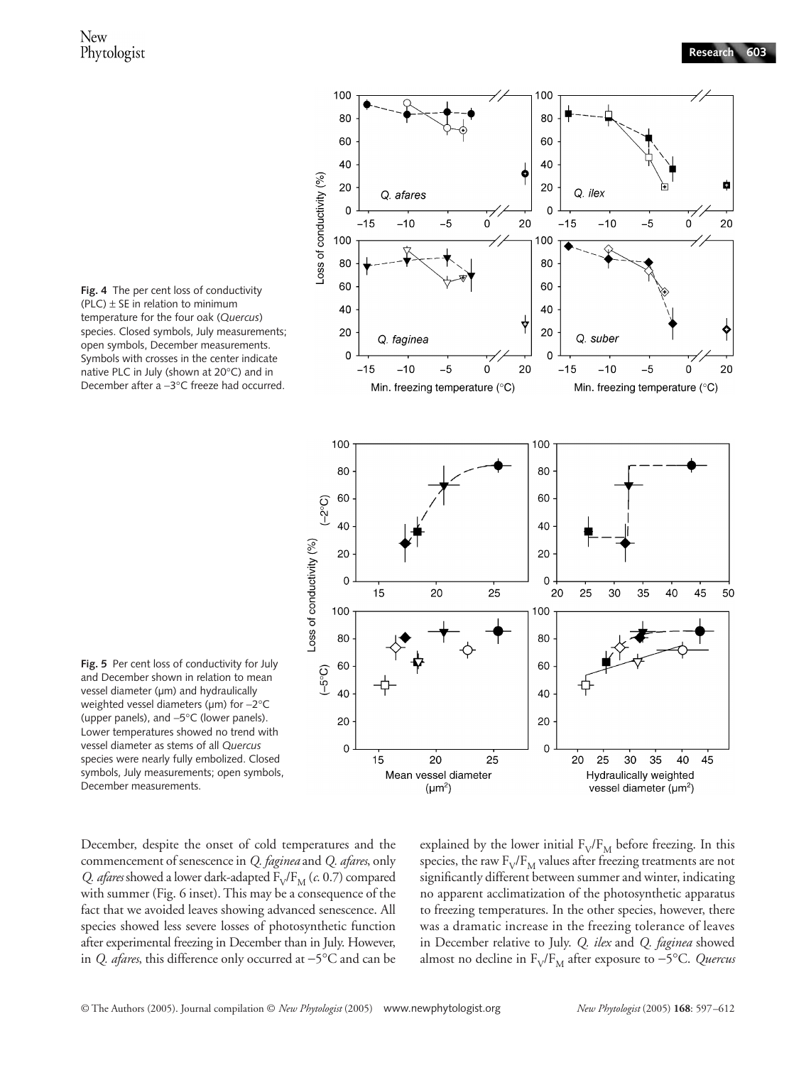**Fig. 4** The per cent loss of conductivity (PLC) ± SE in relation to minimum temperature for the four oak (*Quercus*) species. Closed symbols, July measurements; open symbols, December measurements. Symbols with crosses in the center indicate native PLC in July (shown at 20°C) and in December after a −3°C freeze had occurred.

**Fig. 5** Per cent loss of conductivity for July and December shown in relation to mean vessel diameter (μm) and hydraulically weighted vessel diameters (μm) for −2°C (upper panels), and −5°C (lower panels). Lower temperatures showed no trend with vessel diameter as stems of all *Quercus* species were nearly fully embolized. Closed symbols, July measurements; open symbols, December measurements.

December, despite the onset of cold temperatures and the commencement of senescence in *Q. faginea* and *Q. afares*, only *Q. afares* showed a lower dark-adapted $F_V/F_M$ (*c.* 0.7) compared with summer (Fig. 6 inset). This may be a consequence of the fact that we avoided leaves showing advanced senescence. All species showed less severe losses of photosynthetic function after experimental freezing in December than in July. However, in *Q. afares*, this difference only occurred at −5°C and can be explained by the lower initial $F_V/F_M$ before freezing. In this species, the raw $F_V/F_M$ values after freezing treatments are not significantly different between summer and winter, indicating no apparent acclimatization of the photosynthetic apparatus to freezing temperatures. In the other species, however, there was a dramatic increase in the freezing tolerance of leaves in December relative to July. *Q. ilex* and *Q. faginea* showed almost no decline in $F_V/F_M$ after exposure to −5°C. *Quercus*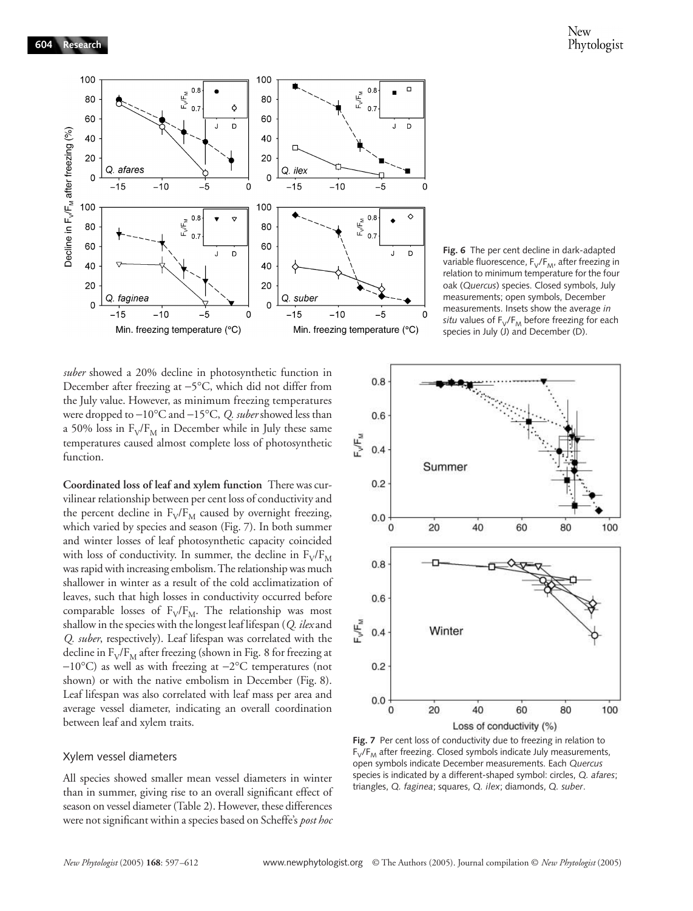**Fig. 6** The per cent decline in dark-adapted variable fluorescence, $F_V/F_M$, after freezing in relation to minimum temperature for the four oak (*Quercus*) species. Closed symbols, July measurements; open symbols, December measurements. Insets show the average *in situ* values of $F_V/F_M$ before freezing for each species in July (J) and December (D).

*suber* showed a 20% decline in photosynthetic function in December after freezing at −5°C, which did not differ from the July value. However, as minimum freezing temperatures were dropped to −10°C and −15°C, *Q. suber* showed less than a 50% loss in $F_V/F_M$ in December while in July these same temperatures caused almost complete loss of photosynthetic function.

**Coordinated loss of leaf and xylem function** There was curvilinear relationship between per cent loss of conductivity and the percent decline in $F_V/F_M$ caused by overnight freezing, which varied by species and season (Fig. 7). In both summer and winter losses of leaf photosynthetic capacity coincided with loss of conductivity. In summer, the decline in $F_V/F_M$ was rapid with increasing embolism. The relationship was much shallower in winter as a result of the cold acclimatization of leaves, such that high losses in conductivity occurred before comparable losses of $F_V/F_M$. The relationship was most shallow in the species with the longest leaf lifespan (*Q. ilex* and *Q. suber*, respectively). Leaf lifespan was correlated with the decline in $F_V/F_M$ after freezing (shown in Fig. 8 for freezing at −10°C) as well as with freezing at −2°C temperatures (not shown) or with the native embolism in December (Fig. 8). Leaf lifespan was also correlated with leaf mass per area and average vessel diameter, indicating an overall coordination between leaf and xylem traits.

## Xylem vessel diameters

All species showed smaller mean vessel diameters in winter than in summer, giving rise to an overall significant effect of season on vessel diameter (Table 2). However, these differences were not significant within a species based on Scheffe's *post hoc*

**Fig. 7** Per cent loss of conductivity due to freezing in relation to $F_V/F_M$ after freezing. Closed symbols indicate July measurements, open symbols indicate December measurements. Each *Quercus* species is indicated by a different-shaped symbol: circles, *Q. afares*; triangles, *Q. faginea*; squares, *Q. ilex*; diamonds, *Q. suber*.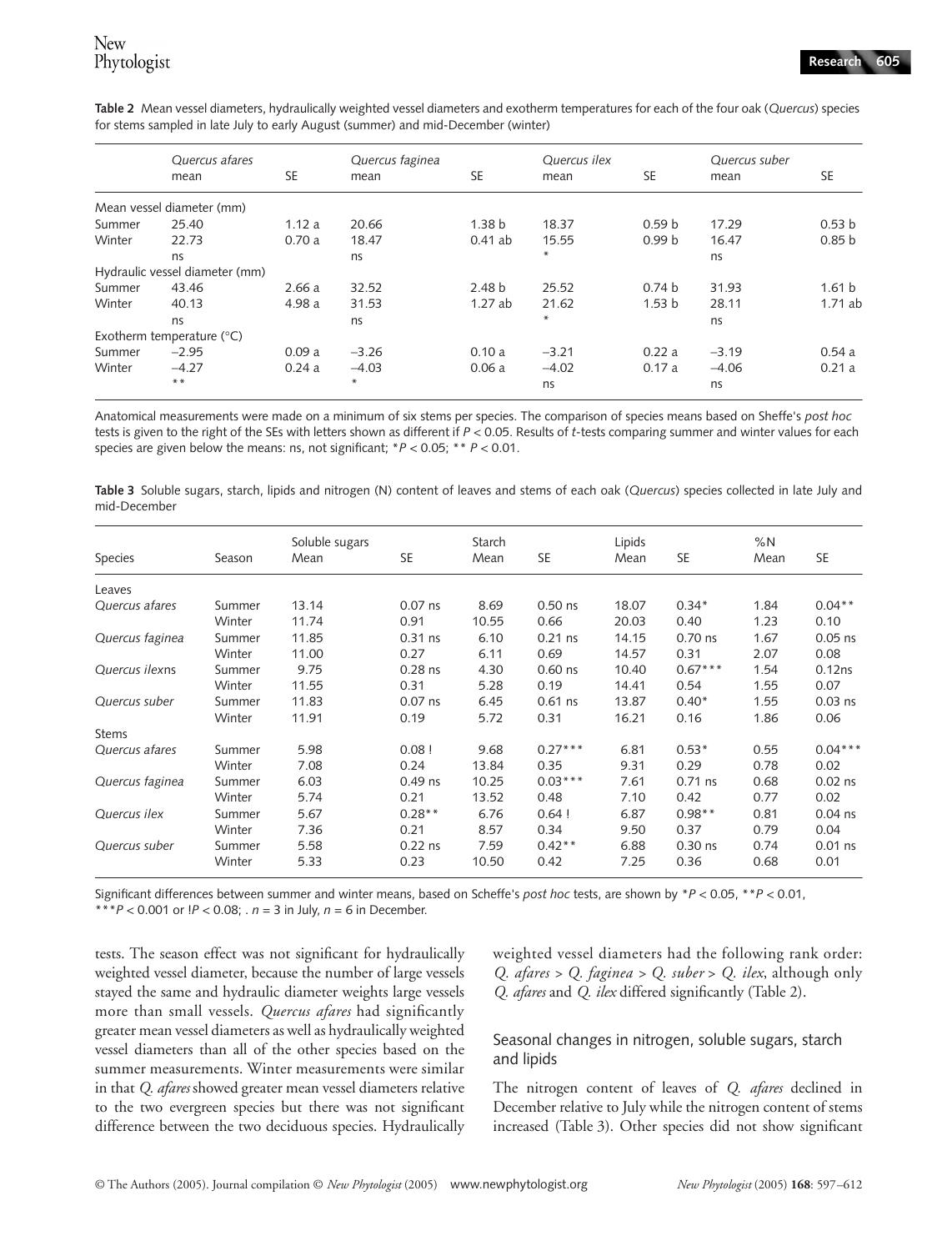**Table 2** Mean vessel diameters, hydraulically weighted vessel diameters and exotherm temperatures for each of the four oak (*Quercus*) species for stems sampled in late July to early August (summer) and mid-December (winter)

| | *Quercus afares* mean | SE | *Quercus faginea* mean | SE | *Quercus ilex* mean | SE | *Quercus suber* mean | SE |
|---|---|---|---|---|---|---|---|---|
| Mean vessel diameter (mm) | | | | | | | | |
| Summer | 25.40 | 1.12 a | 20.66 | 1.38 b | 18.37 | 0.59 b | 17.29 | 0.53 b |
| Winter | 22.73 | 0.70 a | 18.47 | 0.41 ab | 15.55 | 0.99 b | 16.47 | 0.85 b |
| | ns | | ns | | * | | ns | |
| Hydraulic vessel diameter (mm) | | | | | | | | |
| Summer | 43.46 | 2.66 a | 32.52 | 2.48 b | 25.52 | 0.74 b | 31.93 | 1.61 b |
| Winter | 40.13 | 4.98 a | 31.53 | 1.27 ab | 21.62 | 1.53 b | 28.11 | 1.71 ab |
| | ns | | ns | | * | | ns | |
| Exotherm temperature (°C) | | | | | | | | |
| Summer | –2.95 | 0.09 a | –3.26 | 0.10 a | –3.21 | 0.22 a | –3.19 | 0.54 a |
| Winter | –4.27 | 0.24 a | –4.03 | 0.06 a | –4.02 | 0.17 a | –4.06 | 0.21 a |
| | ** | | * | | ns | | ns | |

Anatomical measurements were made on a minimum of six stems per species. The comparison of species means based on Sheffe's *post hoc* tests is given to the right of the SEs with letters shown as different if $P < 0.05$. Results of *t*-tests comparing summer and winter values for each species are given below the means: ns, not significant; $^*P < 0.05$; $^{**} P < 0.01$.

**Table 3** Soluble sugars, starch, lipids and nitrogen (N) content of leaves and stems of each oak (*Quercus*) species collected in late July and mid-December

| Species | Season | Soluble sugars Mean | SE | Starch Mean | SE | Lipids Mean | SE | %N Mean | SE |
|---|---|---|---|---|---|---|---|---|---|
| Leaves | | | | | | | | | |
| *Quercus afares* | Summer | 13.14 | 0.07 ns | 8.69 | 0.50 ns | 18.07 | 0.34* | 1.84 | 0.04** |
| | Winter | 11.74 | 0.91 | 10.55 | 0.66 | 20.03 | 0.40 | 1.23 | 0.10 |
| *Quercus faginea* | Summer | 11.85 | 0.31 ns | 6.10 | 0.21 ns | 14.15 | 0.70 ns | 1.67 | 0.05 ns |
| | Winter | 11.00 | 0.27 | 6.11 | 0.69 | 14.57 | 0.31 | 2.07 | 0.08 |
| *Quercus ilex*ns | Summer | 9.75 | 0.28 ns | 4.30 | 0.60 ns | 10.40 | 0.67*** | 1.54 | 0.12ns |
| | Winter | 11.55 | 0.31 | 5.28 | 0.19 | 14.41 | 0.54 | 1.55 | 0.07 |
| *Quercus suber* | Summer | 11.83 | 0.07 ns | 6.45 | 0.61 ns | 13.87 | 0.40* | 1.55 | 0.03 ns |
| | Winter | 11.91 | 0.19 | 5.72 | 0.31 | 16.21 | 0.16 | 1.86 | 0.06 |
| Stems | | | | | | | | | |
| *Quercus afares* | Summer | 5.98 | 0.08 ! | 9.68 | 0.27*** | 6.81 | 0.53* | 0.55 | 0.04*** |
| | Winter | 7.08 | 0.24 | 13.84 | 0.35 | 9.31 | 0.29 | 0.78 | 0.02 |
| *Quercus faginea* | Summer | 6.03 | 0.49 ns | 10.25 | 0.03*** | 7.61 | 0.71 ns | 0.68 | 0.02 ns |
| | Winter | 5.74 | 0.21 | 13.52 | 0.48 | 7.10 | 0.42 | 0.77 | 0.02 |
| *Quercus ilex* | Summer | 5.67 | 0.28** | 6.76 | 0.64 ! | 6.87 | 0.98** | 0.81 | 0.04 ns |
| | Winter | 7.36 | 0.21 | 8.57 | 0.34 | 9.50 | 0.37 | 0.79 | 0.04 |
| *Quercus suber* | Summer | 5.58 | 0.22 ns | 7.59 | 0.42** | 6.88 | 0.30 ns | 0.74 | 0.01 ns |
| | Winter | 5.33 | 0.23 | 10.50 | 0.42 | 7.25 | 0.36 | 0.68 | 0.01 |

Significant differences between summer and winter means, based on Scheffe's *post hoc* tests, are shown by $^*P < 0.05$, $^{**}P < 0.01$, $^{***}P < 0.001$ or $!P < 0.08$; . $n = 3$ in July, $n = 6$ in December.

tests. The season effect was not significant for hydraulically weighted vessel diameter, because the number of large vessels stayed the same and hydraulic diameter weights large vessels more than small vessels. *Quercus afares* had significantly greater mean vessel diameters as well as hydraulically weighted vessel diameters than all of the other species based on the summer measurements. Winter measurements were similar in that *Q. afares* showed greater mean vessel diameters relative to the two evergreen species but there was not significant difference between the two deciduous species. Hydraulically weighted vessel diameters had the following rank order: *Q. afares* > *Q. faginea* > *Q. suber* > *Q. ilex*, although only *Q. afares* and *Q. ilex* differed significantly (Table 2).

## Seasonal changes in nitrogen, soluble sugars, starch and lipids

The nitrogen content of leaves of *Q. afares* declined in December relative to July while the nitrogen content of stems increased (Table 3). Other species did not show significant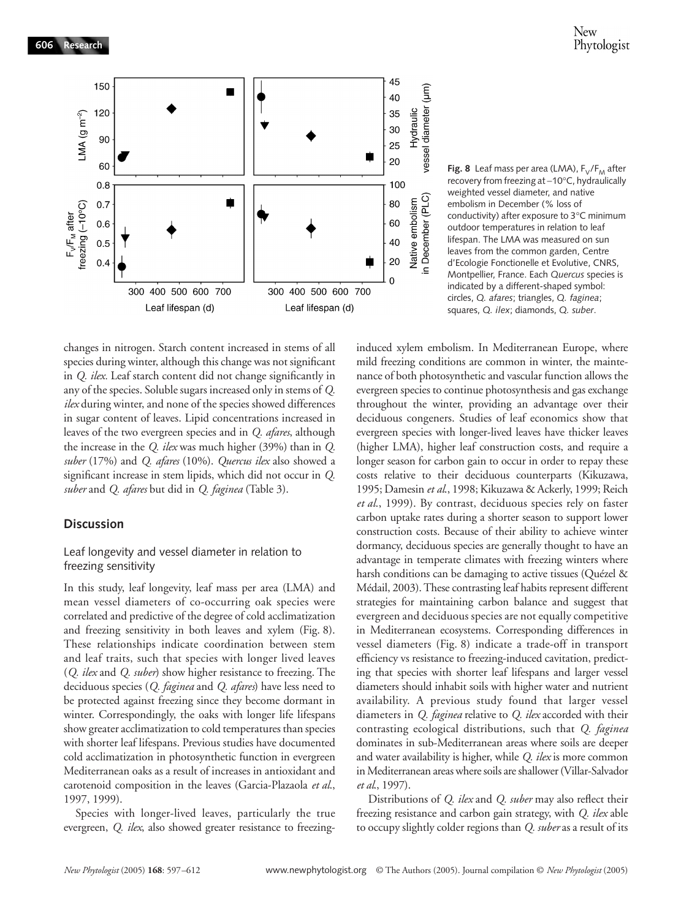**Fig. 8** Leaf mass per area (LMA), $F_V/F_M$ after recovery from freezing at −10°C, hydraulically weighted vessel diameter, and native embolism in December (% loss of conductivity) after exposure to 3°C minimum outdoor temperatures in relation to leaf lifespan. The LMA was measured on sun leaves from the common garden, Centre d'Ecologie Fonctionelle et Evolutive, CNRS, Montpellier, France. Each *Quercus* species is indicated by a different-shaped symbol: circles, *Q. afares*; triangles, *Q. faginea*; squares, *Q. ilex*; diamonds, *Q. suber*.

changes in nitrogen. Starch content increased in stems of all species during winter, although this change was not significant in *Q. ilex*. Leaf starch content did not change significantly in any of the species. Soluble sugars increased only in stems of *Q. ilex* during winter, and none of the species showed differences in sugar content of leaves. Lipid concentrations increased in leaves of the two evergreen species and in *Q. afares*, although the increase in the *Q. ilex* was much higher (39%) than in *Q. suber* (17%) and *Q. afares* (10%). *Quercus ilex* also showed a significant increase in stem lipids, which did not occur in *Q. suber* and *Q. afares* but did in *Q. faginea* (Table 3).

## Discussion

### Leaf longevity and vessel diameter in relation to freezing sensitivity

In this study, leaf longevity, leaf mass per area (LMA) and mean vessel diameters of co-occurring oak species were correlated and predictive of the degree of cold acclimatization and freezing sensitivity in both leaves and xylem (Fig. 8). These relationships indicate coordination between stem and leaf traits, such that species with longer lived leaves (*Q. ilex* and *Q. suber*) show higher resistance to freezing. The deciduous species (*Q. faginea* and *Q. afares*) have less need to be protected against freezing since they become dormant in winter. Correspondingly, the oaks with longer life lifespans show greater acclimatization to cold temperatures than species with shorter leaf lifespans. Previous studies have documented cold acclimatization in photosynthetic function in evergreen Mediterranean oaks as a result of increases in antioxidant and carotenoid composition in the leaves (Garcia-Plazaola *et al.*, 1997, 1999).

Species with longer-lived leaves, particularly the true evergreen, *Q. ilex*, also showed greater resistance to freezing-induced xylem embolism. In Mediterranean Europe, where mild freezing conditions are common in winter, the maintenance of both photosynthetic and vascular function allows the evergreen species to continue photosynthesis and gas exchange throughout the winter, providing an advantage over their deciduous congeners. Studies of leaf economics show that evergreen species with longer-lived leaves have thicker leaves (higher LMA), higher leaf construction costs, and require a longer season for carbon gain to occur in order to repay these costs relative to their deciduous counterparts (Kikuzawa, 1995; Damesin *et al.*, 1998; Kikuzawa & Ackerly, 1999; Reich *et al.*, 1999). By contrast, deciduous species rely on faster carbon uptake rates during a shorter season to support lower construction costs. Because of their ability to achieve winter dormancy, deciduous species are generally thought to have an advantage in temperate climates with freezing winters where harsh conditions can be damaging to active tissues (Quézel & Médail, 2003). These contrasting leaf habits represent different strategies for maintaining carbon balance and suggest that evergreen and deciduous species are not equally competitive in Mediterranean ecosystems. Corresponding differences in vessel diameters (Fig. 8) indicate a trade-off in transport efficiency vs resistance to freezing-induced cavitation, predicting that species with shorter leaf lifespans and larger vessel diameters should inhabit soils with higher water and nutrient availability. A previous study found that larger vessel diameters in *Q. faginea* relative to *Q. ilex* accorded with their contrasting ecological distributions, such that *Q. faginea* dominates in sub-Mediterranean areas where soils are deeper and water availability is higher, while *Q. ilex* is more common in Mediterranean areas where soils are shallower (Villar-Salvador *et al.*, 1997).

Distributions of *Q. ilex* and *Q. suber* may also reflect their freezing resistance and carbon gain strategy, with *Q. ilex* able to occupy slightly colder regions than *Q. suber* as a result of its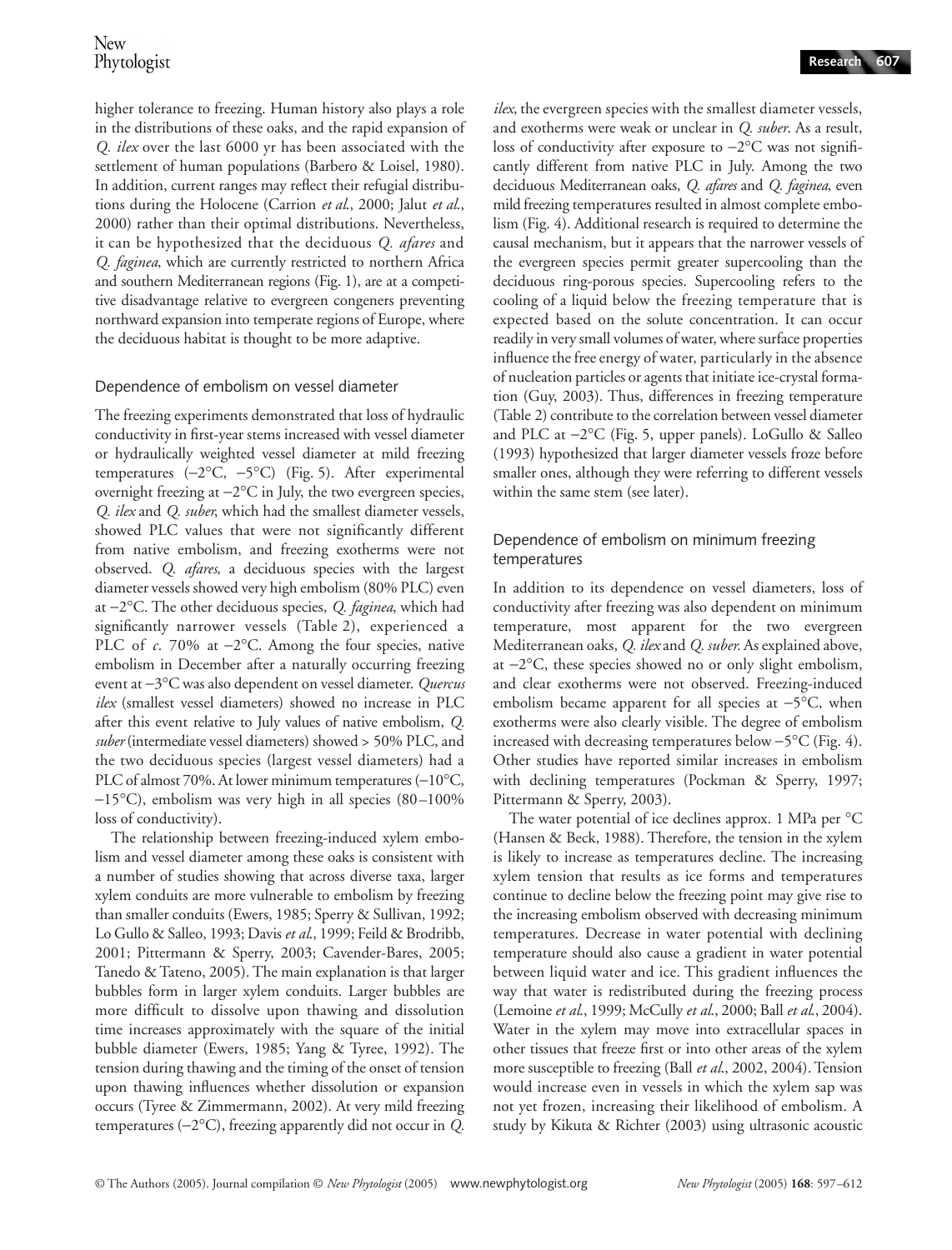higher tolerance to freezing. Human history also plays a role in the distributions of these oaks, and the rapid expansion of *Q. ilex* over the last 6000 yr has been associated with the settlement of human populations (Barbero & Loisel, 1980). In addition, current ranges may reflect their refugial distributions during the Holocene (Carrion *et al*., 2000; Jalut *et al*., 2000) rather than their optimal distributions. Nevertheless, it can be hypothesized that the deciduous *Q. afares* and *Q. faginea*, which are currently restricted to northern Africa and southern Mediterranean regions (Fig. 1), are at a competitive disadvantage relative to evergreen congeners preventing northward expansion into temperate regions of Europe, where the deciduous habitat is thought to be more adaptive.

## Dependence of embolism on vessel diameter

The freezing experiments demonstrated that loss of hydraulic conductivity in first-year stems increased with vessel diameter or hydraulically weighted vessel diameter at mild freezing temperatures (−2°C, −5°C) (Fig. 5). After experimental overnight freezing at −2°C in July, the two evergreen species, *Q. ilex* and *Q. suber*, which had the smallest diameter vessels, showed PLC values that were not significantly different from native embolism, and freezing exotherms were not observed. *Q. afares*, a deciduous species with the largest diameter vessels showed very high embolism (80% PLC) even at −2°C. The other deciduous species, *Q. faginea*, which had significantly narrower vessels (Table 2), experienced a PLC of *c*. 70% at −2°C. Among the four species, native embolism in December after a naturally occurring freezing event at −3°C was also dependent on vessel diameter. *Quercus ilex* (smallest vessel diameters) showed no increase in PLC after this event relative to July values of native embolism, *Q. suber* (intermediate vessel diameters) showed > 50% PLC, and the two deciduous species (largest vessel diameters) had a PLC of almost 70%. At lower minimum temperatures (−10°C, −15°C), embolism was very high in all species (80–100% loss of conductivity).

The relationship between freezing-induced xylem embolism and vessel diameter among these oaks is consistent with a number of studies showing that across diverse taxa, larger xylem conduits are more vulnerable to embolism by freezing than smaller conduits (Ewers, 1985; Sperry & Sullivan, 1992; Lo Gullo & Salleo, 1993; Davis *et al*., 1999; Feild & Brodribb, 2001; Pittermann & Sperry, 2003; Cavender-Bares, 2005; Tanedo & Tateno, 2005). The main explanation is that larger bubbles form in larger xylem conduits. Larger bubbles are more difficult to dissolve upon thawing and dissolution time increases approximately with the square of the initial bubble diameter (Ewers, 1985; Yang & Tyree, 1992). The tension during thawing and the timing of the onset of tension upon thawing influences whether dissolution or expansion occurs (Tyree & Zimmermann, 2002). At very mild freezing temperatures (−2°C), freezing apparently did not occur in *Q. ilex*, the evergreen species with the smallest diameter vessels, and exotherms were weak or unclear in *Q. suber*. As a result, loss of conductivity after exposure to −2°C was not significantly different from native PLC in July. Among the two deciduous Mediterranean oaks, *Q. afares* and *Q. faginea*, even mild freezing temperatures resulted in almost complete embolism (Fig. 4). Additional research is required to determine the causal mechanism, but it appears that the narrower vessels of the evergreen species permit greater supercooling than the deciduous ring-porous species. Supercooling refers to the cooling of a liquid below the freezing temperature that is expected based on the solute concentration. It can occur readily in very small volumes of water, where surface properties influence the free energy of water, particularly in the absence of nucleation particles or agents that initiate ice-crystal formation (Guy, 2003). Thus, differences in freezing temperature (Table 2) contribute to the correlation between vessel diameter and PLC at −2°C (Fig. 5, upper panels). LoGullo & Salleo (1993) hypothesized that larger diameter vessels froze before smaller ones, although they were referring to different vessels within the same stem (see later).

## Dependence of embolism on minimum freezing temperatures

In addition to its dependence on vessel diameters, loss of conductivity after freezing was also dependent on minimum temperature, most apparent for the two evergreen Mediterranean oaks, *Q. ilex* and *Q. suber*. As explained above, at −2°C, these species showed no or only slight embolism, and clear exotherms were not observed. Freezing-induced embolism became apparent for all species at −5°C, when exotherms were also clearly visible. The degree of embolism increased with decreasing temperatures below −5°C (Fig. 4). Other studies have reported similar increases in embolism with declining temperatures (Pockman & Sperry, 1997; Pittermann & Sperry, 2003).

The water potential of ice declines approx. 1 MPa per °C (Hansen & Beck, 1988). Therefore, the tension in the xylem is likely to increase as temperatures decline. The increasing xylem tension that results as ice forms and temperatures continue to decline below the freezing point may give rise to the increasing embolism observed with decreasing minimum temperatures. Decrease in water potential with declining temperature should also cause a gradient in water potential between liquid water and ice. This gradient influences the way that water is redistributed during the freezing process (Lemoine *et al*., 1999; McCully *et al*., 2000; Ball *et al*., 2004). Water in the xylem may move into extracellular spaces in other tissues that freeze first or into other areas of the xylem more susceptible to freezing (Ball *et al*., 2002, 2004). Tension would increase even in vessels in which the xylem sap was not yet frozen, increasing their likelihood of embolism. A study by Kikuta & Richter (2003) using ultrasonic acoustic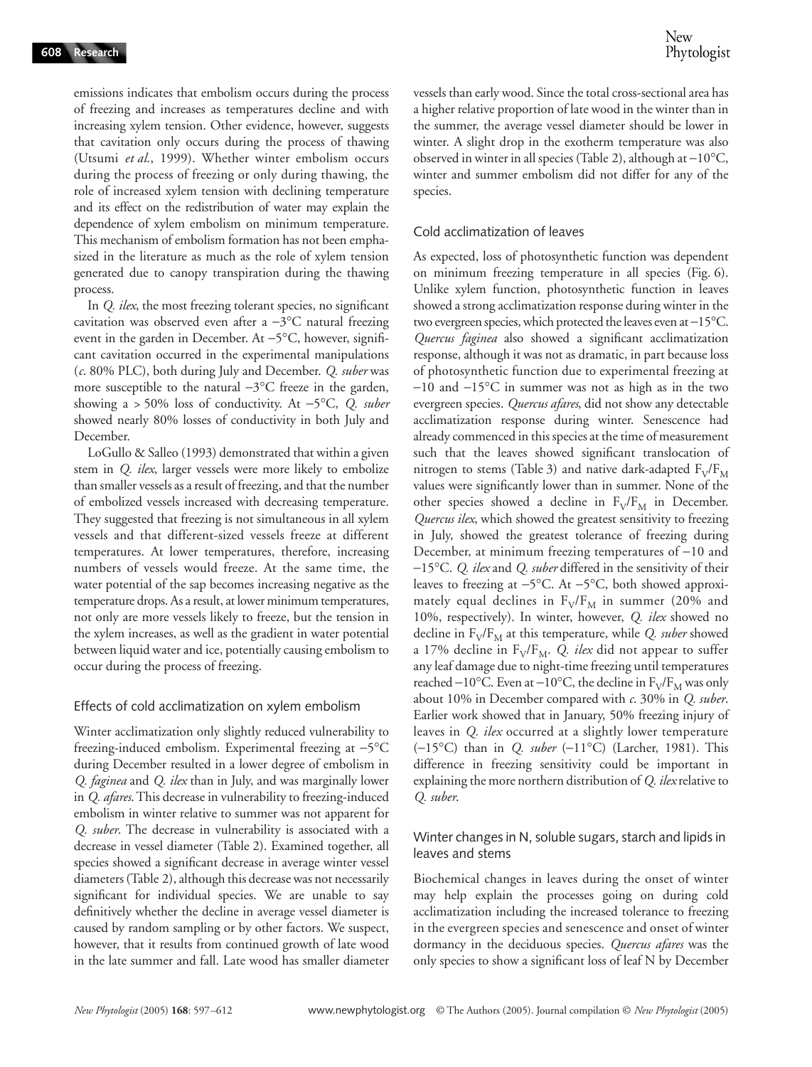emissions indicates that embolism occurs during the process of freezing and increases as temperatures decline and with increasing xylem tension. Other evidence, however, suggests that cavitation only occurs during the process of thawing (Utsumi *et al.*, 1999). Whether winter embolism occurs during the process of freezing or only during thawing, the role of increased xylem tension with declining temperature and its effect on the redistribution of water may explain the dependence of xylem embolism on minimum temperature. This mechanism of embolism formation has not been emphasized in the literature as much as the role of xylem tension generated due to canopy transpiration during the thawing process.

In *Q. ilex*, the most freezing tolerant species, no significant cavitation was observed even after a −3°C natural freezing event in the garden in December. At −5°C, however, significant cavitation occurred in the experimental manipulations (*c.* 80% PLC), both during July and December. *Q. suber* was more susceptible to the natural −3°C freeze in the garden, showing a > 50% loss of conductivity. At −5°C, *Q. suber* showed nearly 80% losses of conductivity in both July and December.

LoGullo & Salleo (1993) demonstrated that within a given stem in *Q. ilex*, larger vessels were more likely to embolize than smaller vessels as a result of freezing, and that the number of embolized vessels increased with decreasing temperature. They suggested that freezing is not simultaneous in all xylem vessels and that different-sized vessels freeze at different temperatures. At lower temperatures, therefore, increasing numbers of vessels would freeze. At the same time, the water potential of the sap becomes increasing negative as the temperature drops. As a result, at lower minimum temperatures, not only are more vessels likely to freeze, but the tension in the xylem increases, as well as the gradient in water potential between liquid water and ice, potentially causing embolism to occur during the process of freezing.

### Effects of cold acclimatization on xylem embolism

Winter acclimatization only slightly reduced vulnerability to freezing-induced embolism. Experimental freezing at −5°C during December resulted in a lower degree of embolism in *Q. faginea* and *Q. ilex* than in July, and was marginally lower in *Q. afares*. This decrease in vulnerability to freezing-induced embolism in winter relative to summer was not apparent for *Q. suber*. The decrease in vulnerability is associated with a decrease in vessel diameter (Table 2). Examined together, all species showed a significant decrease in average winter vessel diameters (Table 2), although this decrease was not necessarily significant for individual species. We are unable to say definitively whether the decline in average vessel diameter is caused by random sampling or by other factors. We suspect, however, that it results from continued growth of late wood in the late summer and fall. Late wood has smaller diameter vessels than early wood. Since the total cross-sectional area has a higher relative proportion of late wood in the winter than in the summer, the average vessel diameter should be lower in winter. A slight drop in the exotherm temperature was also observed in winter in all species (Table 2), although at −10°C, winter and summer embolism did not differ for any of the species.

### Cold acclimatization of leaves

As expected, loss of photosynthetic function was dependent on minimum freezing temperature in all species (Fig. 6). Unlike xylem function, photosynthetic function in leaves showed a strong acclimatization response during winter in the two evergreen species, which protected the leaves even at −15°C. *Quercus faginea* also showed a significant acclimatization response, although it was not as dramatic, in part because loss of photosynthetic function due to experimental freezing at −10 and −15°C in summer was not as high as in the two evergreen species. *Quercus afares*, did not show any detectable acclimatization response during winter. Senescence had already commenced in this species at the time of measurement such that the leaves showed significant translocation of nitrogen to stems (Table 3) and native dark-adapted $F_V/F_M$ values were significantly lower than in summer. None of the other species showed a decline in $F_V/F_M$ in December. *Quercus ilex*, which showed the greatest sensitivity to freezing in July, showed the greatest tolerance of freezing during December, at minimum freezing temperatures of −10 and −15°C. *Q. ilex* and *Q. suber* differed in the sensitivity of their leaves to freezing at −5°C. At −5°C, both showed approximately equal declines in $F_V/F_M$ in summer (20% and 10%, respectively). In winter, however, *Q. ilex* showed no decline in $F_V/F_M$ at this temperature, while *Q. suber* showed a 17% decline in $F_V/F_M$. *Q. ilex* did not appear to suffer any leaf damage due to night-time freezing until temperatures reached −10°C. Even at −10°C, the decline in $F_V/F_M$ was only about 10% in December compared with *c.* 30% in *Q. suber*. Earlier work showed that in January, 50% freezing injury of leaves in *Q. ilex* occurred at a slightly lower temperature (−15°C) than in *Q. suber* (−11°C) (Larcher, 1981). This difference in freezing sensitivity could be important in explaining the more northern distribution of *Q. ilex* relative to *Q. suber*.

### Winter changes in N, soluble sugars, starch and lipids in leaves and stems

Biochemical changes in leaves during the onset of winter may help explain the processes going on during cold acclimatization including the increased tolerance to freezing in the evergreen species and senescence and onset of winter dormancy in the deciduous species. *Quercus afares* was the only species to show a significant loss of leaf N by December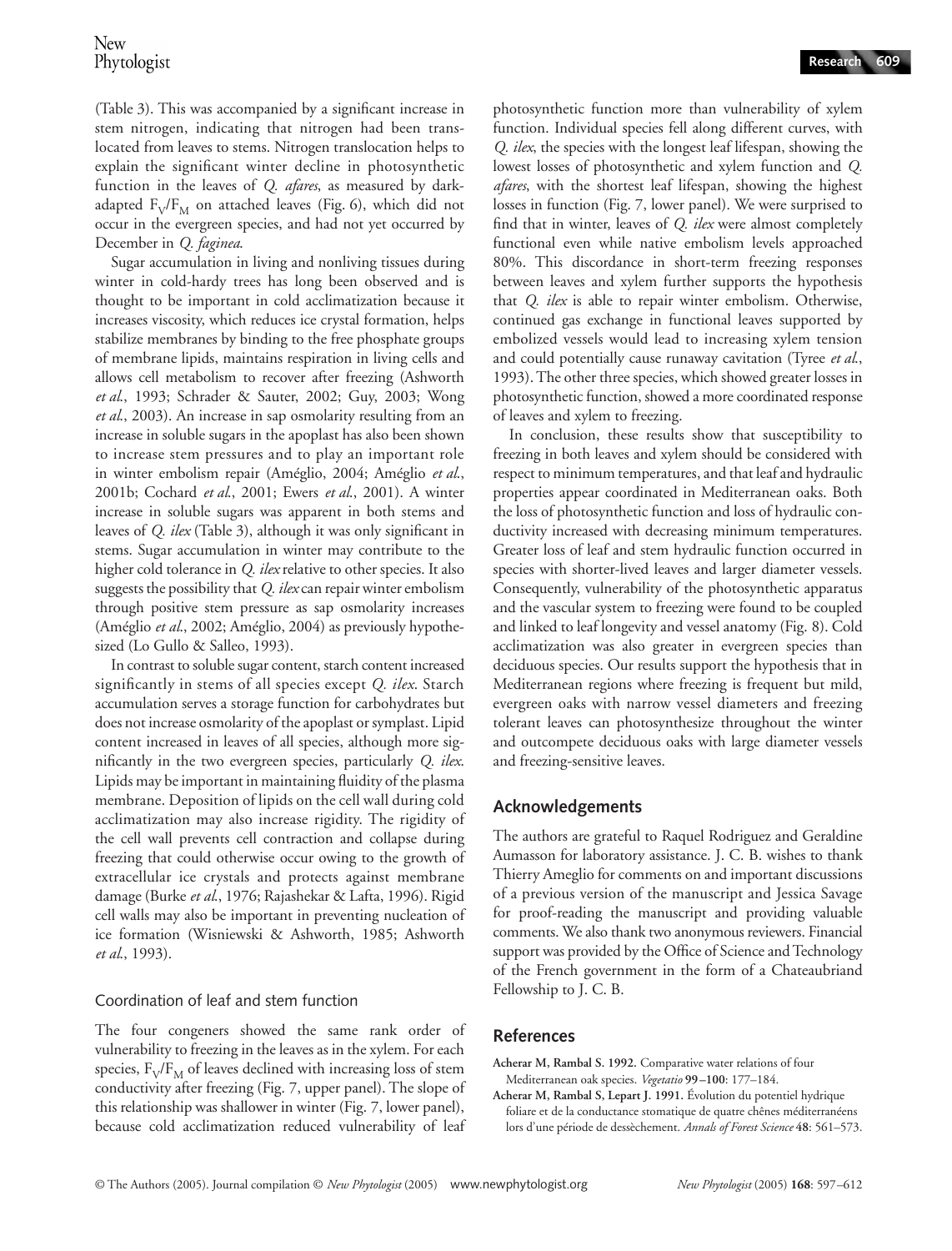(Table 3). This was accompanied by a significant increase in stem nitrogen, indicating that nitrogen had been translocated from leaves to stems. Nitrogen translocation helps to explain the significant winter decline in photosynthetic function in the leaves of *Q. afares*, as measured by dark-adapted $F_V/F_M$ on attached leaves (Fig. 6), which did not occur in the evergreen species, and had not yet occurred by December in *Q. faginea*.

Sugar accumulation in living and nonliving tissues during winter in cold-hardy trees has long been observed and is thought to be important in cold acclimatization because it increases viscosity, which reduces ice crystal formation, helps stabilize membranes by binding to the free phosphate groups of membrane lipids, maintains respiration in living cells and allows cell metabolism to recover after freezing (Ashworth *et al.*, 1993; Schrader & Sauter, 2002; Guy, 2003; Wong *et al.*, 2003). An increase in sap osmolarity resulting from an increase in soluble sugars in the apoplast has also been shown to increase stem pressures and to play an important role in winter embolism repair (Améglio, 2004; Améglio *et al.*, 2001b; Cochard *et al.*, 2001; Ewers *et al.*, 2001). A winter increase in soluble sugars was apparent in both stems and leaves of *Q. ilex* (Table 3), although it was only significant in stems. Sugar accumulation in winter may contribute to the higher cold tolerance in *Q. ilex* relative to other species. It also suggests the possibility that *Q. ilex* can repair winter embolism through positive stem pressure as sap osmolarity increases (Améglio *et al.*, 2002; Améglio, 2004) as previously hypothesized (Lo Gullo & Salleo, 1993).

In contrast to soluble sugar content, starch content increased significantly in stems of all species except *Q. ilex*. Starch accumulation serves a storage function for carbohydrates but does not increase osmolarity of the apoplast or symplast. Lipid content increased in leaves of all species, although more significantly in the two evergreen species, particularly *Q. ilex*. Lipids may be important in maintaining fluidity of the plasma membrane. Deposition of lipids on the cell wall during cold acclimatization may also increase rigidity. The rigidity of the cell wall prevents cell contraction and collapse during freezing that could otherwise occur owing to the growth of extracellular ice crystals and protects against membrane damage (Burke *et al.*, 1976; Rajashekar & Lafta, 1996). Rigid cell walls may also be important in preventing nucleation of ice formation (Wisniewski & Ashworth, 1985; Ashworth *et al.*, 1993).

### Coordination of leaf and stem function

The four congeners showed the same rank order of vulnerability to freezing in the leaves as in the xylem. For each species, $F_V/F_M$ of leaves declined with increasing loss of stem conductivity after freezing (Fig. 7, upper panel). The slope of this relationship was shallower in winter (Fig. 7, lower panel), because cold acclimatization reduced vulnerability of leaf photosynthetic function more than vulnerability of xylem function. Individual species fell along different curves, with *Q. ilex*, the species with the longest leaf lifespan, showing the lowest losses of photosynthetic and xylem function and *Q. afares*, with the shortest leaf lifespan, showing the highest losses in function (Fig. 7, lower panel). We were surprised to find that in winter, leaves of *Q. ilex* were almost completely functional even while native embolism levels approached 80%. This discordance in short-term freezing responses between leaves and xylem further supports the hypothesis that *Q. ilex* is able to repair winter embolism. Otherwise, continued gas exchange in functional leaves supported by embolized vessels would lead to increasing xylem tension and could potentially cause runaway cavitation (Tyree *et al.*, 1993). The other three species, which showed greater losses in photosynthetic function, showed a more coordinated response of leaves and xylem to freezing.

In conclusion, these results show that susceptibility to freezing in both leaves and xylem should be considered with respect to minimum temperatures, and that leaf and hydraulic properties appear coordinated in Mediterranean oaks. Both the loss of photosynthetic function and loss of hydraulic conductivity increased with decreasing minimum temperatures. Greater loss of leaf and stem hydraulic function occurred in species with shorter-lived leaves and larger diameter vessels. Consequently, vulnerability of the photosynthetic apparatus and the vascular system to freezing were found to be coupled and linked to leaf longevity and vessel anatomy (Fig. 8). Cold acclimatization was also greater in evergreen species than deciduous species. Our results support the hypothesis that in Mediterranean regions where freezing is frequent but mild, evergreen oaks with narrow vessel diameters and freezing tolerant leaves can photosynthesize throughout the winter and outcompete deciduous oaks with large diameter vessels and freezing-sensitive leaves.

## Acknowledgements

The authors are grateful to Raquel Rodriguez and Geraldine Aumasson for laboratory assistance. J. C. B. wishes to thank Thierry Ameglio for comments on and important discussions of a previous version of the manuscript and Jessica Savage for proof-reading the manuscript and providing valuable comments. We also thank two anonymous reviewers. Financial support was provided by the Office of Science and Technology of the French government in the form of a Chateaubriand Fellowship to J. C. B.

## References

**Acherar M, Rambal S. 1992.** Comparative water relations of four Mediterranean oak species. *Vegetatio* **99–100**: 177–184.

**Acherar M, Rambal S, Lepart J. 1991.** Évolution du potentiel hydrique foliare et de la conductance stomatique de quatre chênes méditerranéens lors d'une période de dessèchement. *Annals of Forest Science* **48**: 561–573.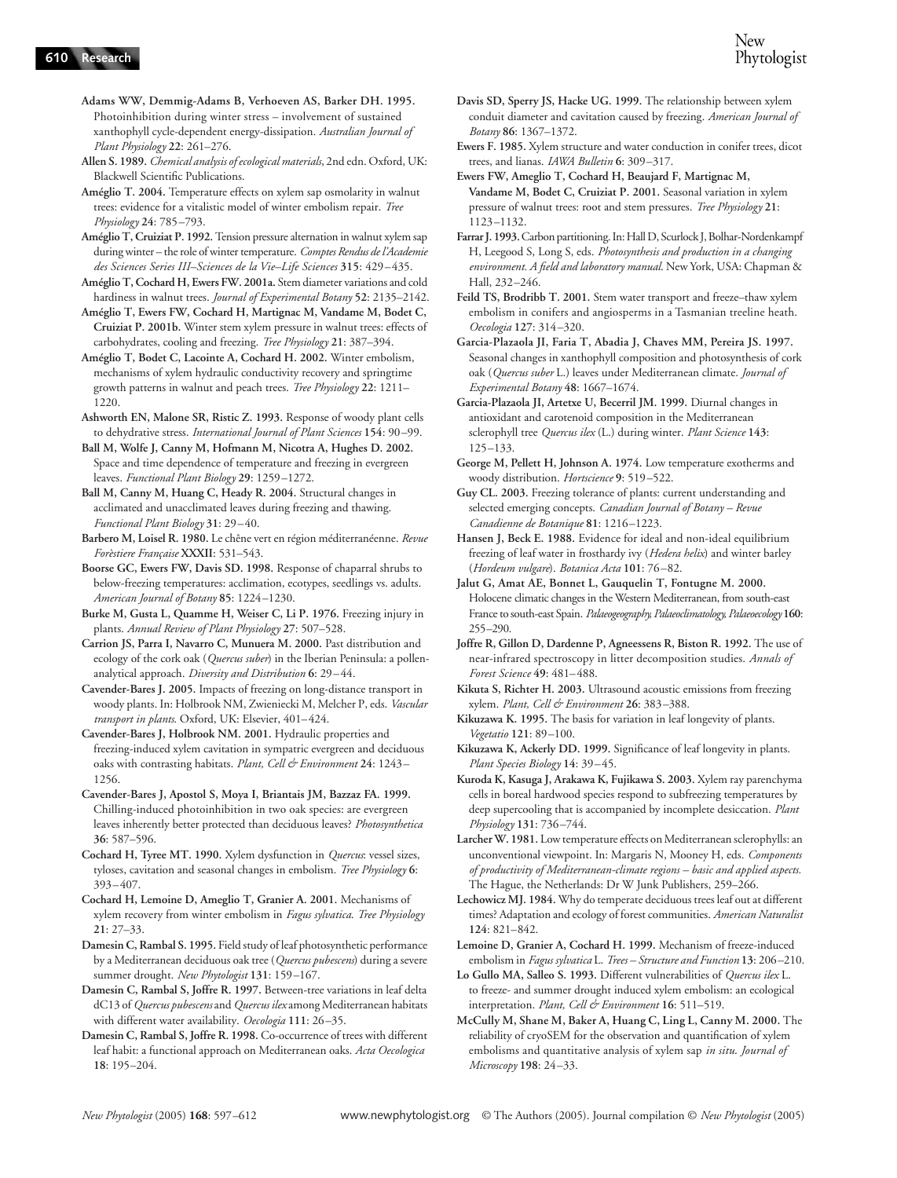**Adams WW, Demmig-Adams B, Verhoeven AS, Barker DH. 1995.** Photoinhibition during winter stress – involvement of sustained xanthophyll cycle-dependent energy-dissipation. *Australian Journal of Plant Physiology* **22**: 261–276.

**Allen S. 1989.** *Chemical analysis of ecological materials*, 2nd edn. Oxford, UK: Blackwell Scientific Publications.

**Améglio T. 2004.** Temperature effects on xylem sap osmolarity in walnut trees: evidence for a vitalistic model of winter embolism repair. *Tree Physiology* **24**: 785–793.

**Améglio T, Cruiziat P. 1992.** Tension pressure alternation in walnut xylem sap during winter – the role of winter temperature. *Comptes Rendus de l'Academie des Sciences Series III–Sciences de la Vie–Life Sciences* **315**: 429–435.

**Améglio T, Cochard H, Ewers FW. 2001a.** Stem diameter variations and cold hardiness in walnut trees. *Journal of Experimental Botany* **52**: 2135–2142.

**Améglio T, Ewers FW, Cochard H, Martignac M, Vandame M, Bodet C, Cruiziat P. 2001b.** Winter stem xylem pressure in walnut trees: effects of carbohydrates, cooling and freezing. *Tree Physiology* **21**: 387–394.

**Améglio T, Bodet C, Lacointe A, Cochard H. 2002.** Winter embolism, mechanisms of xylem hydraulic conductivity recovery and springtime growth patterns in walnut and peach trees. *Tree Physiology* **22**: 1211–1220.

**Ashworth EN, Malone SR, Ristic Z. 1993.** Response of woody plant cells to dehydrative stress. *International Journal of Plant Sciences* **154**: 90–99.

**Ball M, Wolfe J, Canny M, Hofmann M, Nicotra A, Hughes D. 2002.** Space and time dependence of temperature and freezing in evergreen leaves. *Functional Plant Biology* **29**: 1259–1272.

**Ball M, Canny M, Huang C, Heady R. 2004.** Structural changes in acclimated and unacclimated leaves during freezing and thawing. *Functional Plant Biology* **31**: 29–40.

**Barbero M, Loisel R. 1980.** Le chêne vert en région méditerranéenne. *Revue Forèstiere Française* **XXXII**: 531–543.

**Boorse GC, Ewers FW, Davis SD. 1998.** Response of chaparral shrubs to below-freezing temperatures: acclimation, ecotypes, seedlings vs. adults. *American Journal of Botany* **85**: 1224–1230.

**Burke M, Gusta L, Quamme H, Weiser C, Li P. 1976.** Freezing injury in plants. *Annual Review of Plant Physiology* **27**: 507–528.

**Carrion JS, Parra I, Navarro C, Munuera M. 2000.** Past distribution and ecology of the cork oak (*Quercus suber*) in the Iberian Peninsula: a pollen-analytical approach. *Diversity and Distribution* **6**: 29–44.

**Cavender-Bares J. 2005.** Impacts of freezing on long-distance transport in woody plants. In: Holbrook NM, Zwieniecki M, Melcher P, eds. *Vascular transport in plants.* Oxford, UK: Elsevier, 401–424.

**Cavender-Bares J, Holbrook NM. 2001.** Hydraulic properties and freezing-induced xylem cavitation in sympatric evergreen and deciduous oaks with contrasting habitats. *Plant, Cell & Environment* **24**: 1243–1256.

**Cavender-Bares J, Apostol S, Moya I, Briantais JM, Bazzaz FA. 1999.** Chilling-induced photoinhibition in two oak species: are evergreen leaves inherently better protected than deciduous leaves? *Photosynthetica* **36**: 587–596.

**Cochard H, Tyree MT. 1990.** Xylem dysfunction in *Quercus*: vessel sizes, tyloses, cavitation and seasonal changes in embolism. *Tree Physiology* **6**: 393–407.

**Cochard H, Lemoine D, Ameglio T, Granier A. 2001.** Mechanisms of xylem recovery from winter embolism in *Fagus sylvatica*. *Tree Physiology* **21**: 27–33.

**Damesin C, Rambal S. 1995.** Field study of leaf photosynthetic performance by a Mediterranean deciduous oak tree (*Quercus pubescens*) during a severe summer drought. *New Phytologist* **131**: 159–167.

**Damesin C, Rambal S, Joffre R. 1997.** Between-tree variations in leaf delta dC13 of *Quercus pubescens* and *Quercus ilex* among Mediterranean habitats with different water availability. *Oecologia* **111**: 26–35.

**Damesin C, Rambal S, Joffre R. 1998.** Co-occurrence of trees with different leaf habit: a functional approach on Mediterranean oaks. *Acta Oecologica* **18**: 195–204.

**Davis SD, Sperry JS, Hacke UG. 1999.** The relationship between xylem conduit diameter and cavitation caused by freezing. *American Journal of Botany* **86**: 1367–1372.

**Ewers F. 1985.** Xylem structure and water conduction in conifer trees, dicot trees, and lianas. *IAWA Bulletin* **6**: 309–317.

**Ewers FW, Ameglio T, Cochard H, Beaujard F, Martignac M, Vandame M, Bodet C, Cruiziat P. 2001.** Seasonal variation in xylem pressure of walnut trees: root and stem pressures. *Tree Physiology* **21**: 1123–1132.

**Farrar J. 1993.** Carbon partitioning. In: Hall D, Scurlock J, Bolhar-Nordenkampf H, Leegood S, Long S, eds. *Photosynthesis and production in a changing environment. A field and laboratory manual.* New York, USA: Chapman & Hall, 232–246.

**Feild TS, Brodribb T. 2001.** Stem water transport and freeze–thaw xylem embolism in conifers and angiosperms in a Tasmanian treeline heath. *Oecologia* **127**: 314–320.

**Garcia-Plazaola JI, Faria T, Abadia J, Chaves MM, Pereira JS. 1997.** Seasonal changes in xanthophyll composition and photosynthesis of cork oak (*Quercus suber* L.) leaves under Mediterranean climate. *Journal of Experimental Botany* **48**: 1667–1674.

**Garcia-Plazaola JI, Artetxe U, Becerril JM. 1999.** Diurnal changes in antioxidant and carotenoid composition in the Mediterranean sclerophyll tree *Quercus ilex* (L.) during winter. *Plant Science* **143**: 125–133.

**George M, Pellett H, Johnson A. 1974.** Low temperature exotherms and woody distribution. *Hortscience* **9**: 519–522.

**Guy CL. 2003.** Freezing tolerance of plants: current understanding and selected emerging concepts. *Canadian Journal of Botany – Revue Canadienne de Botanique* **81**: 1216–1223.

**Hansen J, Beck E. 1988.** Evidence for ideal and non-ideal equilibrium freezing of leaf water in frosthardy ivy (*Hedera helix*) and winter barley (*Hordeum vulgare*). *Botanica Acta* **101**: 76–82.

**Jalut G, Amat AE, Bonnet L, Gauquelin T, Fontugne M. 2000.** Holocene climatic changes in the Western Mediterranean, from south-east France to south-east Spain. *Palaeogeography, Palaeoclimatology, Palaeoecology* **160**: 255–290.

**Joffre R, Gillon D, Dardenne P, Agneessens R, Biston R. 1992.** The use of near-infrared spectroscopy in litter decomposition studies. *Annals of Forest Science* **49**: 481–488.

**Kikuta S, Richter H. 2003.** Ultrasound acoustic emissions from freezing xylem. *Plant, Cell & Environment* **26**: 383–388.

**Kikuzawa K. 1995.** The basis for variation in leaf longevity of plants. *Vegetatio* **121**: 89–100.

**Kikuzawa K, Ackerly DD. 1999.** Significance of leaf longevity in plants. *Plant Species Biology* **14**: 39–45.

**Kuroda K, Kasuga J, Arakawa K, Fujikawa S. 2003.** Xylem ray parenchyma cells in boreal hardwood species respond to subfreezing temperatures by deep supercooling that is accompanied by incomplete desiccation. *Plant Physiology* **131**: 736–744.

**Larcher W. 1981.** Low temperature effects on Mediterranean sclerophylls: an unconventional viewpoint. In: Margaris N, Mooney H, eds. *Components of productivity of Mediterranean-climate regions – basic and applied aspects.* The Hague, the Netherlands: Dr W Junk Publishers, 259–266.

**Lechowicz MJ. 1984.** Why do temperate deciduous trees leaf out at different times? Adaptation and ecology of forest communities. *American Naturalist* **124**: 821–842.

**Lemoine D, Granier A, Cochard H. 1999.** Mechanism of freeze-induced embolism in *Fagus sylvatica* L. *Trees – Structure and Function* **13**: 206–210.

**Lo Gullo MA, Salleo S. 1993.** Different vulnerabilities of *Quercus ilex* L. to freeze- and summer drought induced xylem embolism: an ecological interpretation. *Plant, Cell & Environment* **16**: 511–519.

**McCully M, Shane M, Baker A, Huang C, Ling L, Canny M. 2000.** The reliability of cryoSEM for the observation and quantification of xylem embolisms and quantitative analysis of xylem sap *in situ*. *Journal of Microscopy* **198**: 24–33.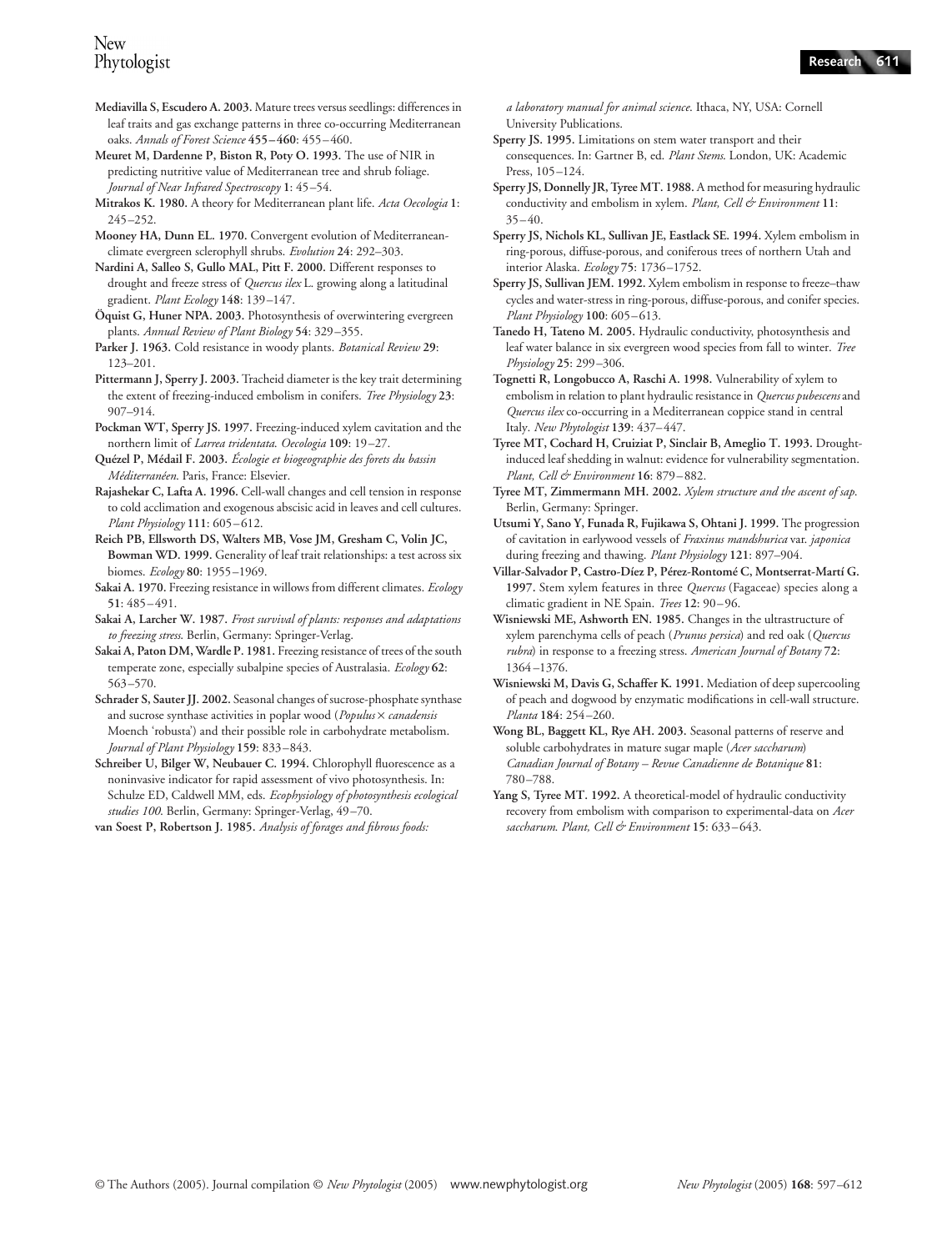**Mediavilla S, Escudero A. 2003.** Mature trees versus seedlings: differences in leaf traits and gas exchange patterns in three co-occurring Mediterranean oaks. *Annals of Forest Science* **455–460**: 455–460.

**Meuret M, Dardenne P, Biston R, Poty O. 1993.** The use of NIR in predicting nutritive value of Mediterranean tree and shrub foliage. *Journal of Near Infrared Spectroscopy* **1**: 45–54.

**Mitrakos K. 1980.** A theory for Mediterranean plant life. *Acta Oecologia* **1**: 245–252.

**Mooney HA, Dunn EL. 1970.** Convergent evolution of Mediterranean-climate evergreen sclerophyll shrubs. *Evolution* **24**: 292–303.

**Nardini A, Salleo S, Gullo MAL, Pitt F. 2000.** Different responses to drought and freeze stress of *Quercus ilex* L. growing along a latitudinal gradient. *Plant Ecology* **148**: 139–147.

**Öquist G, Huner NPA. 2003.** Photosynthesis of overwintering evergreen plants. *Annual Review of Plant Biology* **54**: 329–355.

**Parker J. 1963.** Cold resistance in woody plants. *Botanical Review* **29**: 123–201.

**Pittermann J, Sperry J. 2003.** Tracheid diameter is the key trait determining the extent of freezing-induced embolism in conifers. *Tree Physiology* **23**: 907–914.

**Pockman WT, Sperry JS. 1997.** Freezing-induced xylem cavitation and the northern limit of *Larrea tridentata*. *Oecologia* **109**: 19–27.

**Quézel P, Médail F. 2003.** *Écologie et biogeographie des forets du bassin Méditerranéen*. Paris, France: Elsevier.

**Rajashekar C, Lafta A. 1996.** Cell-wall changes and cell tension in response to cold acclimation and exogenous abscisic acid in leaves and cell cultures. *Plant Physiology* **111**: 605–612.

**Reich PB, Ellsworth DS, Walters MB, Vose JM, Gresham C, Volin JC, Bowman WD. 1999.** Generality of leaf trait relationships: a test across six biomes. *Ecology* **80**: 1955–1969.

**Sakai A. 1970.** Freezing resistance in willows from different climates. *Ecology* **51**: 485–491.

**Sakai A, Larcher W. 1987.** *Frost survival of plants: responses and adaptations to freezing stress*. Berlin, Germany: Springer-Verlag.

**Sakai A, Paton DM, Wardle P. 1981.** Freezing resistance of trees of the south temperate zone, especially subalpine species of Australasia. *Ecology* **62**: 563–570.

**Schrader S, Sauter JJ. 2002.** Seasonal changes of sucrose-phosphate synthase and sucrose synthase activities in poplar wood (*Populus* × *canadensis* Moench 'robusta') and their possible role in carbohydrate metabolism. *Journal of Plant Physiology* **159**: 833–843.

**Schreiber U, Bilger W, Neubauer C. 1994.** Chlorophyll fluorescence as a noninvasive indicator for rapid assessment of vivo photosynthesis. In: Schulze ED, Caldwell MM, eds. *Ecophysiology of photosynthesis ecological studies 100*. Berlin, Germany: Springer-Verlag, 49–70.

**van Soest P, Robertson J. 1985.** *Analysis of forages and fibrous foods: a laboratory manual for animal science*. Ithaca, NY, USA: Cornell University Publications.

**Sperry JS. 1995.** Limitations on stem water transport and their consequences. In: Gartner B, ed. *Plant Stems*. London, UK: Academic Press, 105–124.

**Sperry JS, Donnelly JR, Tyree MT. 1988.** A method for measuring hydraulic conductivity and embolism in xylem. *Plant, Cell & Environment* **11**: 35–40.

**Sperry JS, Nichols KL, Sullivan JE, Eastlack SE. 1994.** Xylem embolism in ring-porous, diffuse-porous, and coniferous trees of northern Utah and interior Alaska. *Ecology* **75**: 1736–1752.

**Sperry JS, Sullivan JEM. 1992.** Xylem embolism in response to freeze–thaw cycles and water-stress in ring-porous, diffuse-porous, and conifer species. *Plant Physiology* **100**: 605–613.

**Tanedo H, Tateno M. 2005.** Hydraulic conductivity, photosynthesis and leaf water balance in six evergreen wood species from fall to winter. *Tree Physiology* **25**: 299–306.

**Tognetti R, Longobucco A, Raschi A. 1998.** Vulnerability of xylem to embolism in relation to plant hydraulic resistance in *Quercus pubescens* and *Quercus ilex* co-occurring in a Mediterranean coppice stand in central Italy. *New Phytologist* **139**: 437–447.

**Tyree MT, Cochard H, Cruiziat P, Sinclair B, Ameglio T. 1993.** Drought-induced leaf shedding in walnut: evidence for vulnerability segmentation. *Plant, Cell & Environment* **16**: 879–882.

**Tyree MT, Zimmermann MH. 2002.** *Xylem structure and the ascent of sap*. Berlin, Germany: Springer.

**Utsumi Y, Sano Y, Funada R, Fujikawa S, Ohtani J. 1999.** The progression of cavitation in earlywood vessels of *Fraxinus mandshurica* var. *japonica* during freezing and thawing. *Plant Physiology* **121**: 897–904.

**Villar-Salvador P, Castro-Díez P, Pérez-Rontomé C, Montserrat-Martí G. 1997.** Stem xylem features in three *Quercus* (Fagaceae) species along a climatic gradient in NE Spain. *Trees* **12**: 90–96.

**Wisniewski ME, Ashworth EN. 1985.** Changes in the ultrastructure of xylem parenchyma cells of peach (*Prunus persica*) and red oak (*Quercus rubra*) in response to a freezing stress. *American Journal of Botany* **72**: 1364–1376.

**Wisniewski M, Davis G, Schaffer K. 1991.** Mediation of deep supercooling of peach and dogwood by enzymatic modifications in cell-wall structure. *Planta* **184**: 254–260.

**Wong BL, Baggett KL, Rye AH. 2003.** Seasonal patterns of reserve and soluble carbohydrates in mature sugar maple (*Acer saccharum*) *Canadian Journal of Botany – Revue Canadienne de Botanique* **81**: 780–788.

**Yang S, Tyree MT. 1992.** A theoretical-model of hydraulic conductivity recovery from embolism with comparison to experimental-data on *Acer saccharum*. *Plant, Cell & Environment* **15**: 633–643.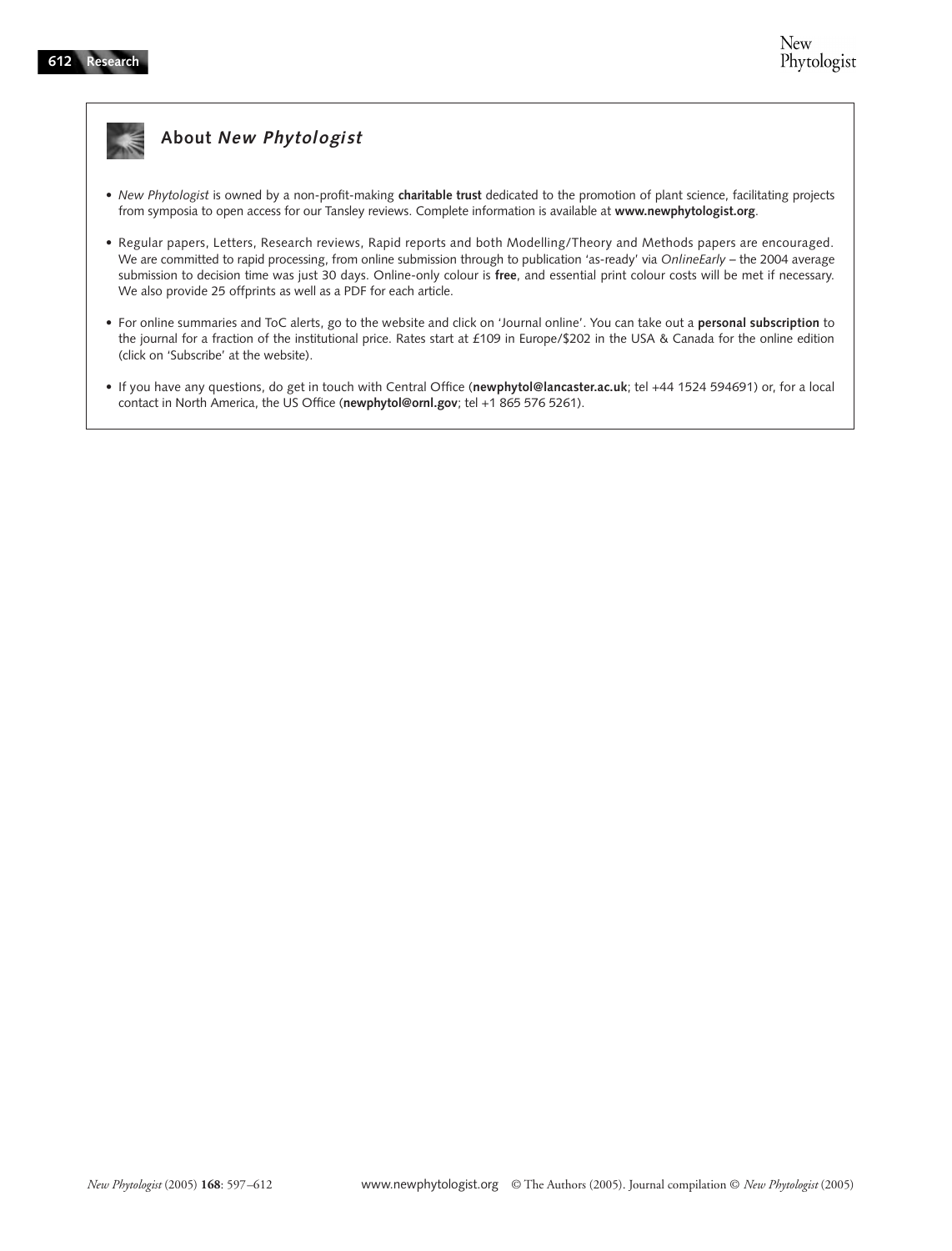## About *New Phytologist*

- *New Phytologist* is owned by a non-profit-making **charitable trust** dedicated to the promotion of plant science, facilitating projects from symposia to open access for our Tansley reviews. Complete information is available at **www.newphytologist.org**.

- Regular papers, Letters, Research reviews, Rapid reports and both Modelling/Theory and Methods papers are encouraged. We are committed to rapid processing, from online submission through to publication 'as-ready' via *OnlineEarly* – the 2004 average submission to decision time was just 30 days. Online-only colour is **free**, and essential print colour costs will be met if necessary. We also provide 25 offprints as well as a PDF for each article.

- For online summaries and ToC alerts, go to the website and click on 'Journal online'. You can take out a **personal subscription** to the journal for a fraction of the institutional price. Rates start at £109 in Europe/$202 in the USA & Canada for the online edition (click on 'Subscribe' at the website).

- If you have any questions, do get in touch with Central Office (**newphytol@lancaster.ac.uk**; tel +44 1524 594691) or, for a local contact in North America, the US Office (**newphytol@ornl.gov**; tel +1 865 576 5261).